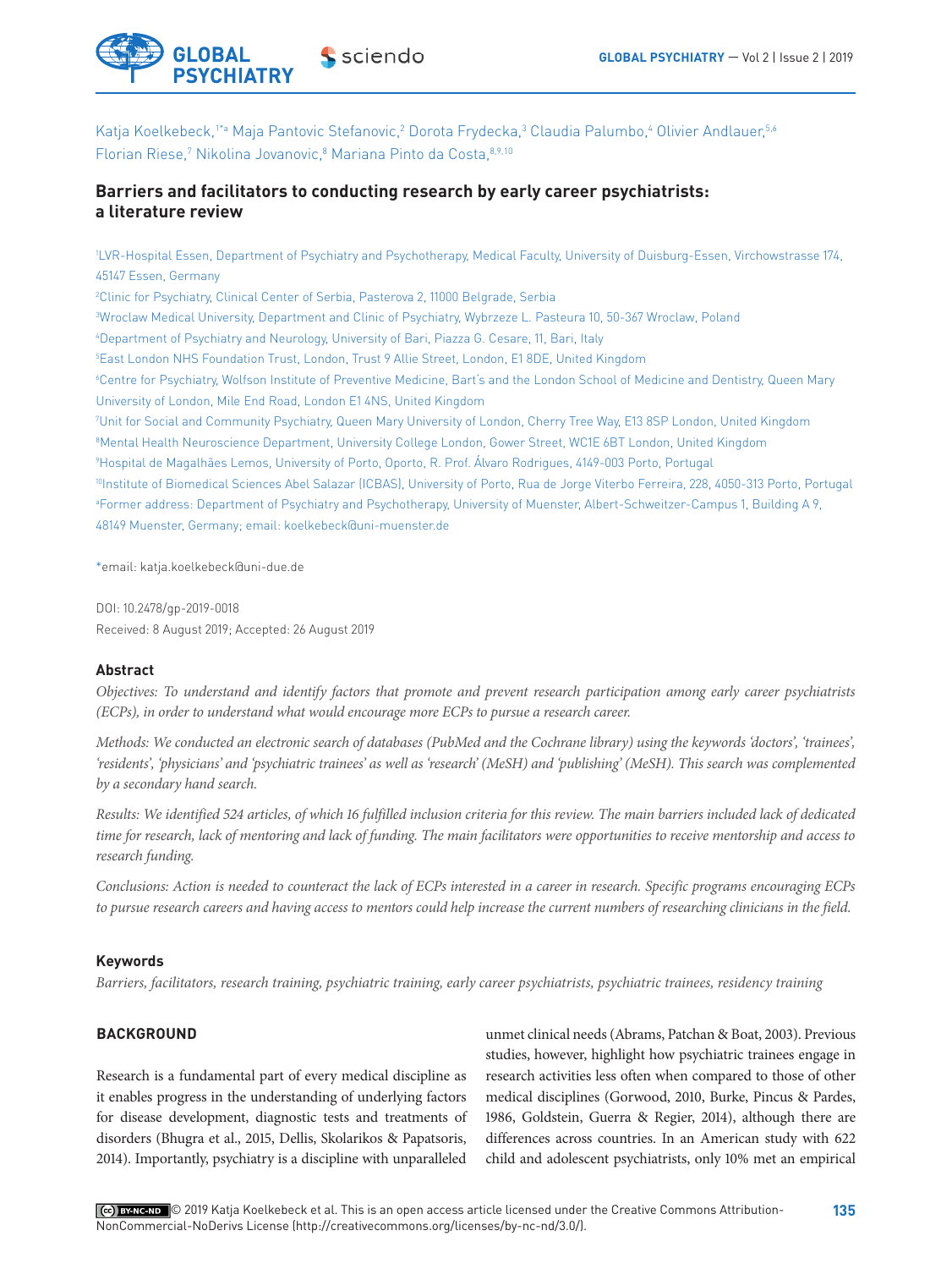Katja Koelkebeck,[1*a] Maja Pantovic Stefanovic,[2] Dorota Frydecka,[3] Claudia Palumbo,[4] Olivier Andlauer,[5,6] Florian Riese,[7] Nikolina Jovanovic,[8] Mariana Pinto da Costa,[8,9,10]

# Barriers and facilitators to conducting research by early career psychiatrists: a literature review

[1]LVR-Hospital Essen, Department of Psychiatry and Psychotherapy, Medical Faculty, University of Duisburg-Essen, Virchowstrasse 174, 45147 Essen, Germany

[2]Clinic for Psychiatry, Clinical Center of Serbia, Pasterova 2, 11000 Belgrade, Serbia

[3]Wroclaw Medical University, Department and Clinic of Psychiatry, Wybrzeze L. Pasteura 10, 50-367 Wroclaw, Poland

[4]Department of Psychiatry and Neurology, University of Bari, Piazza G. Cesare, 11, Bari, Italy

[5]East London NHS Foundation Trust, London, Trust 9 Allie Street, London, E1 8DE, United Kingdom

[6]Centre for Psychiatry, Wolfson Institute of Preventive Medicine, Bart's and the London School of Medicine and Dentistry, Queen Mary University of London, Mile End Road, London E1 4NS, United Kingdom

[7]Unit for Social and Community Psychiatry, Queen Mary University of London, Cherry Tree Way, E13 8SP London, United Kingdom

[8]Mental Health Neuroscience Department, University College London, Gower Street, WC1E 6BT London, United Kingdom

[9]Hospital de Magalhães Lemos, University of Porto, Oporto, R. Prof. Álvaro Rodrigues, 4149-003 Porto, Portugal

[10]Institute of Biomedical Sciences Abel Salazar (ICBAS), University of Porto, Rua de Jorge Viterbo Ferreira, 228, 4050-313 Porto, Portugal

[a]Former address: Department of Psychiatry and Psychotherapy, University of Muenster, Albert-Schweitzer-Campus 1, Building A 9, 48149 Muenster, Germany; email: koelkebeck@uni-muenster.de

*email: katja.koelkebeck@uni-due.de

DOI: 10.2478/gp-2019-0018

Received: 8 August 2019; Accepted: 26 August 2019

## Abstract

*Objectives: To understand and identify factors that promote and prevent research participation among early career psychiatrists (ECPs), in order to understand what would encourage more ECPs to pursue a research career.*

*Methods: We conducted an electronic search of databases (PubMed and the Cochrane library) using the keywords 'doctors', 'trainees', 'residents', 'physicians' and 'psychiatric trainees' as well as 'research' (MeSH) and 'publishing' (MeSH). This search was complemented by a secondary hand search.*

*Results: We identified 524 articles, of which 16 fulfilled inclusion criteria for this review. The main barriers included lack of dedicated time for research, lack of mentoring and lack of funding. The main facilitators were opportunities to receive mentorship and access to research funding.*

*Conclusions: Action is needed to counteract the lack of ECPs interested in a career in research. Specific programs encouraging ECPs to pursue research careers and having access to mentors could help increase the current numbers of researching clinicians in the field.*

## Keywords

*Barriers, facilitators, research training, psychiatric training, early career psychiatrists, psychiatric trainees, residency training*

## BACKGROUND

Research is a fundamental part of every medical discipline as it enables progress in the understanding of underlying factors for disease development, diagnostic tests and treatments of disorders (Bhugra et al., 2015, Dellis, Skolarikos & Papatsoris, 2014). Importantly, psychiatry is a discipline with unparalleled unmet clinical needs (Abrams, Patchan & Boat, 2003). Previous studies, however, highlight how psychiatric trainees engage in research activities less often when compared to those of other medical disciplines (Gorwood, 2010, Burke, Pincus & Pardes, 1986, Goldstein, Guerra & Regier, 2014), although there are differences across countries. In an American study with 622 child and adolescent psychiatrists, only 10% met an empirical

© 2019 Katja Koelkebeck et al. This is an open access article licensed under the Creative Commons Attribution-NonCommercial-NoDerivs License (http://creativecommons.org/licenses/by-nc-nd/3.0/).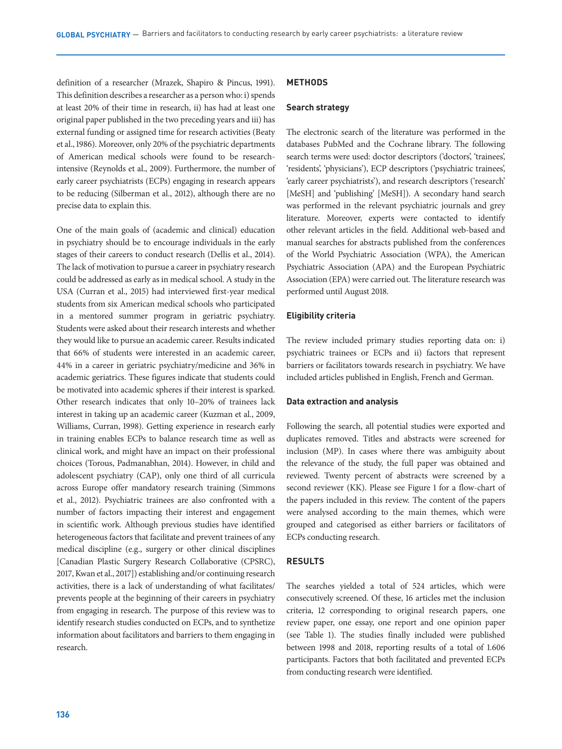definition of a researcher (Mrazek, Shapiro & Pincus, 1991). This definition describes a researcher as a person who: i) spends at least 20% of their time in research, ii) has had at least one original paper published in the two preceding years and iii) has external funding or assigned time for research activities (Beaty et al., 1986). Moreover, only 20% of the psychiatric departments of American medical schools were found to be research-intensive (Reynolds et al., 2009). Furthermore, the number of early career psychiatrists (ECPs) engaging in research appears to be reducing (Silberman et al., 2012), although there are no precise data to explain this.

One of the main goals of (academic and clinical) education in psychiatry should be to encourage individuals in the early stages of their careers to conduct research (Dellis et al., 2014). The lack of motivation to pursue a career in psychiatry research could be addressed as early as in medical school. A study in the USA (Curran et al., 2015) had interviewed first-year medical students from six American medical schools who participated in a mentored summer program in geriatric psychiatry. Students were asked about their research interests and whether they would like to pursue an academic career. Results indicated that 66% of students were interested in an academic career, 44% in a career in geriatric psychiatry/medicine and 36% in academic geriatrics. These figures indicate that students could be motivated into academic spheres if their interest is sparked. Other research indicates that only 10–20% of trainees lack interest in taking up an academic career (Kuzman et al., 2009, Williams, Curran, 1998). Getting experience in research early in training enables ECPs to balance research time as well as clinical work, and might have an impact on their professional choices (Torous, Padmanabhan, 2014). However, in child and adolescent psychiatry (CAP), only one third of all curricula across Europe offer mandatory research training (Simmons et al., 2012). Psychiatric trainees are also confronted with a number of factors impacting their interest and engagement in scientific work. Although previous studies have identified heterogeneous factors that facilitate and prevent trainees of any medical discipline (e.g., surgery or other clinical disciplines [Canadian Plastic Surgery Research Collaborative (CPSRC), 2017, Kwan et al., 2017]) establishing and/or continuing research activities, there is a lack of understanding of what facilitates/prevents people at the beginning of their careers in psychiatry from engaging in research. The purpose of this review was to identify research studies conducted on ECPs, and to synthetize information about facilitators and barriers to them engaging in research.

## METHODS

### Search strategy

The electronic search of the literature was performed in the databases PubMed and the Cochrane library. The following search terms were used: doctor descriptors ('doctors', 'trainees', 'residents', 'physicians'), ECP descriptors ('psychiatric trainees', 'early career psychiatrists'), and research descriptors ('research' [MeSH] and 'publishing' [MeSH]). A secondary hand search was performed in the relevant psychiatric journals and grey literature. Moreover, experts were contacted to identify other relevant articles in the field. Additional web-based and manual searches for abstracts published from the conferences of the World Psychiatric Association (WPA), the American Psychiatric Association (APA) and the European Psychiatric Association (EPA) were carried out. The literature research was performed until August 2018.

### Eligibility criteria

The review included primary studies reporting data on: i) psychiatric trainees or ECPs and ii) factors that represent barriers or facilitators towards research in psychiatry. We have included articles published in English, French and German.

### Data extraction and analysis

Following the search, all potential studies were exported and duplicates removed. Titles and abstracts were screened for inclusion (MP). In cases where there was ambiguity about the relevance of the study, the full paper was obtained and reviewed. Twenty percent of abstracts were screened by a second reviewer (KK). Please see Figure 1 for a flow-chart of the papers included in this review. The content of the papers were analysed according to the main themes, which were grouped and categorised as either barriers or facilitators of ECPs conducting research.

## RESULTS

The searches yielded a total of 524 articles, which were consecutively screened. Of these, 16 articles met the inclusion criteria, 12 corresponding to original research papers, one review paper, one essay, one report and one opinion paper (see Table 1). The studies finally included were published between 1998 and 2018, reporting results of a total of 1.606 participants. Factors that both facilitated and prevented ECPs from conducting research were identified.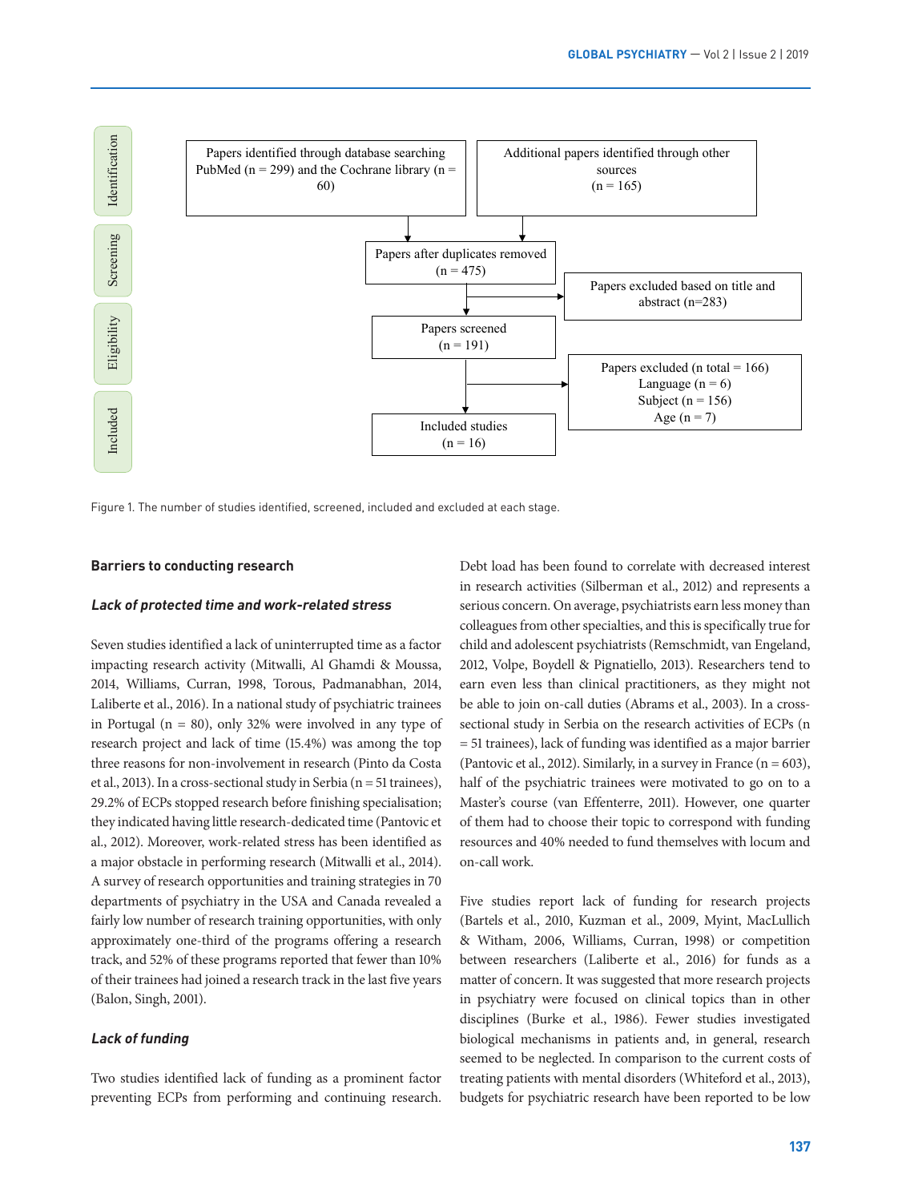Identification

Papers identified through database searching PubMed (n = 299) and the Cochrane library (n = 60)

Additional papers identified through other sources (n = 165)

Screening

Papers after duplicates removed (n = 475)

Papers excluded based on title and abstract (n=283)

Eligibility

Papers screened (n = 191)

Papers excluded (n total = 166)
Language (n = 6)
Subject (n = 156)
Age (n = 7)

Included

Included studies (n = 16)

Figure 1. The number of studies identified, screened, included and excluded at each stage.

## Barriers to conducting research

### *Lack of protected time and work-related stress*

Seven studies identified a lack of uninterrupted time as a factor impacting research activity (Mitwalli, Al Ghamdi & Moussa, 2014, Williams, Curran, 1998, Torous, Padmanabhan, 2014, Laliberte et al., 2016). In a national study of psychiatric trainees in Portugal (n = 80), only 32% were involved in any type of research project and lack of time (15.4%) was among the top three reasons for non-involvement in research (Pinto da Costa et al., 2013). In a cross-sectional study in Serbia (n = 51 trainees), 29.2% of ECPs stopped research before finishing specialisation; they indicated having little research-dedicated time (Pantovic et al., 2012). Moreover, work-related stress has been identified as a major obstacle in performing research (Mitwalli et al., 2014). A survey of research opportunities and training strategies in 70 departments of psychiatry in the USA and Canada revealed a fairly low number of research training opportunities, with only approximately one-third of the programs offering a research track, and 52% of these programs reported that fewer than 10% of their trainees had joined a research track in the last five years (Balon, Singh, 2001).

### *Lack of funding*

Two studies identified lack of funding as a prominent factor preventing ECPs from performing and continuing research. Debt load has been found to correlate with decreased interest in research activities (Silberman et al., 2012) and represents a serious concern. On average, psychiatrists earn less money than colleagues from other specialties, and this is specifically true for child and adolescent psychiatrists (Remschmidt, van Engeland, 2012, Volpe, Boydell & Pignatiello, 2013). Researchers tend to earn even less than clinical practitioners, as they might not be able to join on-call duties (Abrams et al., 2003). In a cross-sectional study in Serbia on the research activities of ECPs (n = 51 trainees), lack of funding was identified as a major barrier (Pantovic et al., 2012). Similarly, in a survey in France (n = 603), half of the psychiatric trainees were motivated to go on to a Master's course (van Effenterre, 2011). However, one quarter of them had to choose their topic to correspond with funding resources and 40% needed to fund themselves with locum and on-call work.

Five studies report lack of funding for research projects (Bartels et al., 2010, Kuzman et al., 2009, Myint, MacLullich & Witham, 2006, Williams, Curran, 1998) or competition between researchers (Laliberte et al., 2016) for funds as a matter of concern. It was suggested that more research projects in psychiatry were focused on clinical topics than in other disciplines (Burke et al., 1986). Fewer studies investigated biological mechanisms in patients and, in general, research seemed to be neglected. In comparison to the current costs of treating patients with mental disorders (Whiteford et al., 2013), budgets for psychiatric research have been reported to be low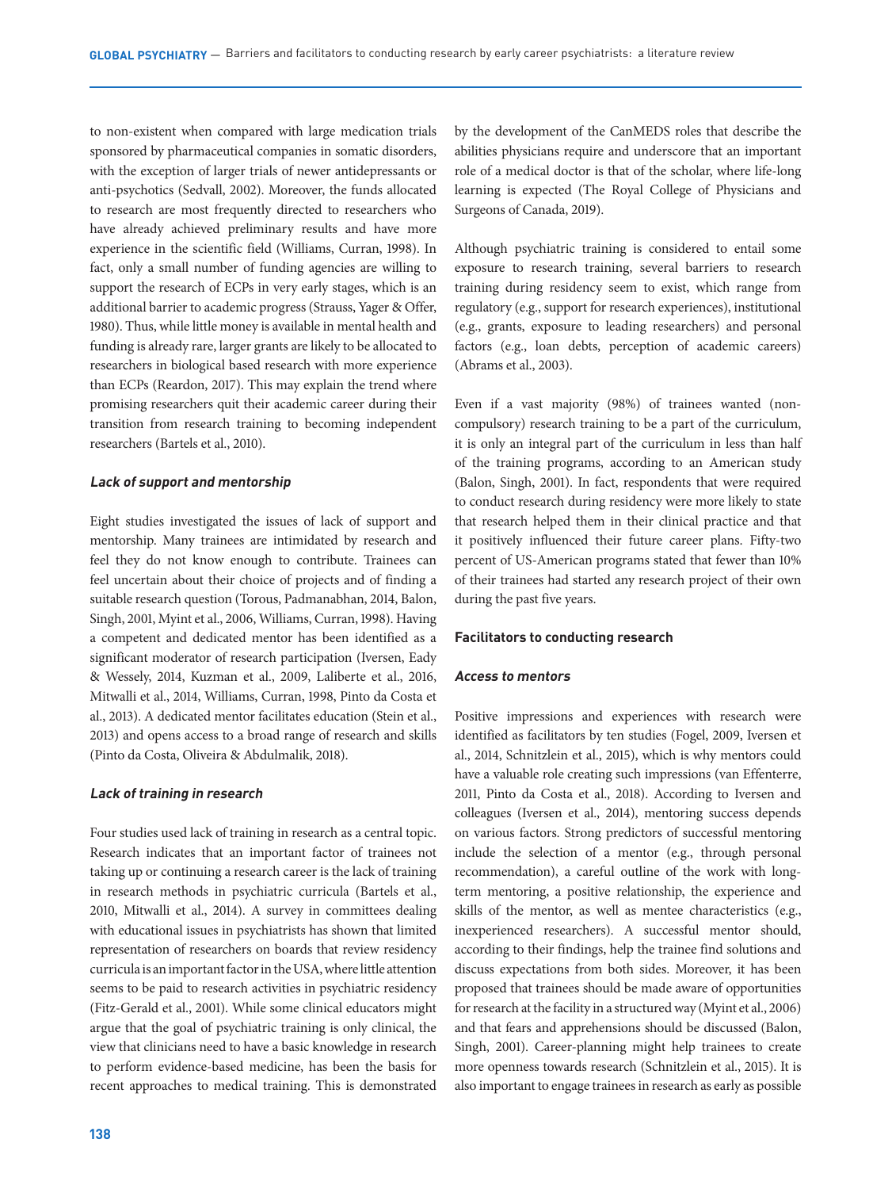to non-existent when compared with large medication trials sponsored by pharmaceutical companies in somatic disorders, with the exception of larger trials of newer antidepressants or anti-psychotics (Sedvall, 2002). Moreover, the funds allocated to research are most frequently directed to researchers who have already achieved preliminary results and have more experience in the scientific field (Williams, Curran, 1998). In fact, only a small number of funding agencies are willing to support the research of ECPs in very early stages, which is an additional barrier to academic progress (Strauss, Yager & Offer, 1980). Thus, while little money is available in mental health and funding is already rare, larger grants are likely to be allocated to researchers in biological based research with more experience than ECPs (Reardon, 2017). This may explain the trend where promising researchers quit their academic career during their transition from research training to becoming independent researchers (Bartels et al., 2010).

### *Lack of support and mentorship*

Eight studies investigated the issues of lack of support and mentorship. Many trainees are intimidated by research and feel they do not know enough to contribute. Trainees can feel uncertain about their choice of projects and of finding a suitable research question (Torous, Padmanabhan, 2014, Balon, Singh, 2001, Myint et al., 2006, Williams, Curran, 1998). Having a competent and dedicated mentor has been identified as a significant moderator of research participation (Iversen, Eady & Wessely, 2014, Kuzman et al., 2009, Laliberte et al., 2016, Mitwalli et al., 2014, Williams, Curran, 1998, Pinto da Costa et al., 2013). A dedicated mentor facilitates education (Stein et al., 2013) and opens access to a broad range of research and skills (Pinto da Costa, Oliveira & Abdulmalik, 2018).

### *Lack of training in research*

Four studies used lack of training in research as a central topic. Research indicates that an important factor of trainees not taking up or continuing a research career is the lack of training in research methods in psychiatric curricula (Bartels et al., 2010, Mitwalli et al., 2014). A survey in committees dealing with educational issues in psychiatrists has shown that limited representation of researchers on boards that review residency curricula is an important factor in the USA, where little attention seems to be paid to research activities in psychiatric residency (Fitz-Gerald et al., 2001). While some clinical educators might argue that the goal of psychiatric training is only clinical, the view that clinicians need to have a basic knowledge in research to perform evidence-based medicine, has been the basis for recent approaches to medical training. This is demonstrated by the development of the CanMEDS roles that describe the abilities physicians require and underscore that an important role of a medical doctor is that of the scholar, where life-long learning is expected (The Royal College of Physicians and Surgeons of Canada, 2019).

Although psychiatric training is considered to entail some exposure to research training, several barriers to research training during residency seem to exist, which range from regulatory (e.g., support for research experiences), institutional (e.g., grants, exposure to leading researchers) and personal factors (e.g., loan debts, perception of academic careers) (Abrams et al., 2003).

Even if a vast majority (98%) of trainees wanted (non-compulsory) research training to be a part of the curriculum, it is only an integral part of the curriculum in less than half of the training programs, according to an American study (Balon, Singh, 2001). In fact, respondents that were required to conduct research during residency were more likely to state that research helped them in their clinical practice and that it positively influenced their future career plans. Fifty-two percent of US-American programs stated that fewer than 10% of their trainees had started any research project of their own during the past five years.

## Facilitators to conducting research

### *Access to mentors*

Positive impressions and experiences with research were identified as facilitators by ten studies (Fogel, 2009, Iversen et al., 2014, Schnitzlein et al., 2015), which is why mentors could have a valuable role creating such impressions (van Effenterre, 2011, Pinto da Costa et al., 2018). According to Iversen and colleagues (Iversen et al., 2014), mentoring success depends on various factors. Strong predictors of successful mentoring include the selection of a mentor (e.g., through personal recommendation), a careful outline of the work with long-term mentoring, a positive relationship, the experience and skills of the mentor, as well as mentee characteristics (e.g., inexperienced researchers). A successful mentor should, according to their findings, help the trainee find solutions and discuss expectations from both sides. Moreover, it has been proposed that trainees should be made aware of opportunities for research at the facility in a structured way (Myint et al., 2006) and that fears and apprehensions should be discussed (Balon, Singh, 2001). Career-planning might help trainees to create more openness towards research (Schnitzlein et al., 2015). It is also important to engage trainees in research as early as possible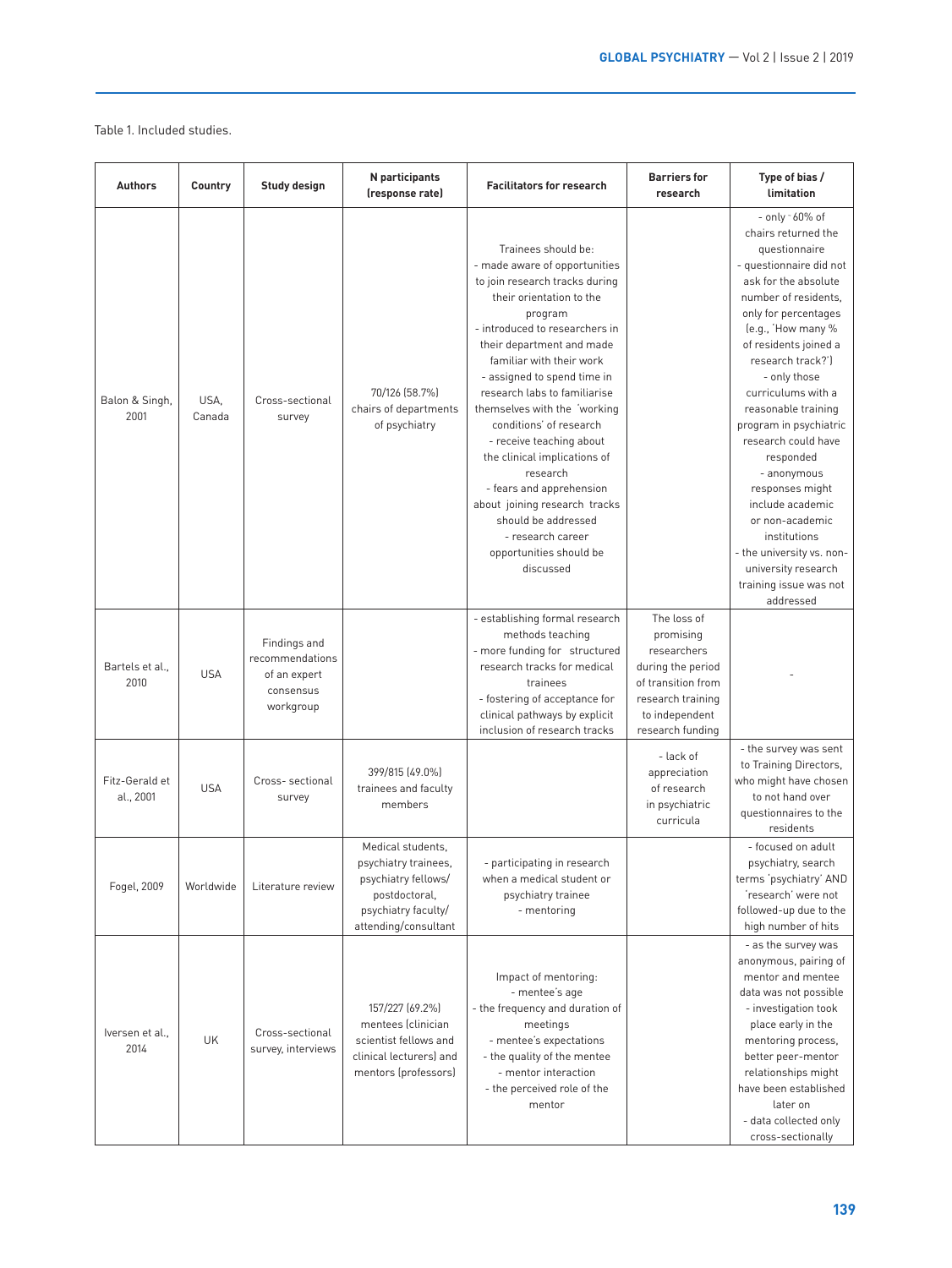Table 1. Included studies.

| Authors | Country | Study design | N participants (response rate) | Facilitators for research | Barriers for research | Type of bias / limitation |
|---|---|---|---|---|---|---|
| Balon & Singh, 2001 | USA, Canada | Cross-sectional survey | 70/126 (58.7%) chairs of departments of psychiatry | Trainees should be: - made aware of opportunities to join research tracks during their orientation to the program - introduced to researchers in their department and made familiar with their work - assigned to spend time in research labs to familiarise themselves with the 'working conditions' of research - receive teaching about the clinical implications of research - fears and apprehension about joining research tracks should be addressed - research career opportunities should be discussed | | - only ~60% of chairs returned the questionnaire - questionnaire did not ask for the absolute number of residents, only for percentages (e.g., 'How many % of residents joined a research track?') - only those curriculums with a reasonable training program in psychiatric research could have responded - anonymous responses might include academic or non-academic institutions - the university vs. non-university research training issue was not addressed |
| Bartels et al., 2010 | USA | Findings and recommendations of an expert consensus workgroup | | - establishing formal research methods teaching - more funding for structured research tracks for medical trainees - fostering of acceptance for clinical pathways by explicit inclusion of research tracks | The loss of promising researchers during the period of transition from research training to independent research funding | - |
| Fitz-Gerald et al., 2001 | USA | Cross- sectional survey | 399/815 (49.0%) trainees and faculty members | | - lack of appreciation of research in psychiatric curricula | - the survey was sent to Training Directors, who might have chosen to not hand over questionnaires to the residents |
| Fogel, 2009 | Worldwide | Literature review | Medical students, psychiatry trainees, psychiatry fellows/ postdoctoral, psychiatry faculty/ attending/consultant | - participating in research when a medical student or psychiatry trainee - mentoring | | - focused on adult psychiatry, search terms 'psychiatry' AND 'research' were not followed-up due to the high number of hits |
| Iversen et al., 2014 | UK | Cross-sectional survey, interviews | 157/227 (69.2%) mentees (clinician scientist fellows and clinical lecturers) and mentors (professors) | Impact of mentoring: - mentee's age - the frequency and duration of meetings - mentee's expectations - the quality of the mentee - mentor interaction - the perceived role of the mentor | | - as the survey was anonymous, pairing of mentor and mentee data was not possible - investigation took place early in the mentoring process, better peer-mentor relationships might have been established later on - data collected only cross-sectionally |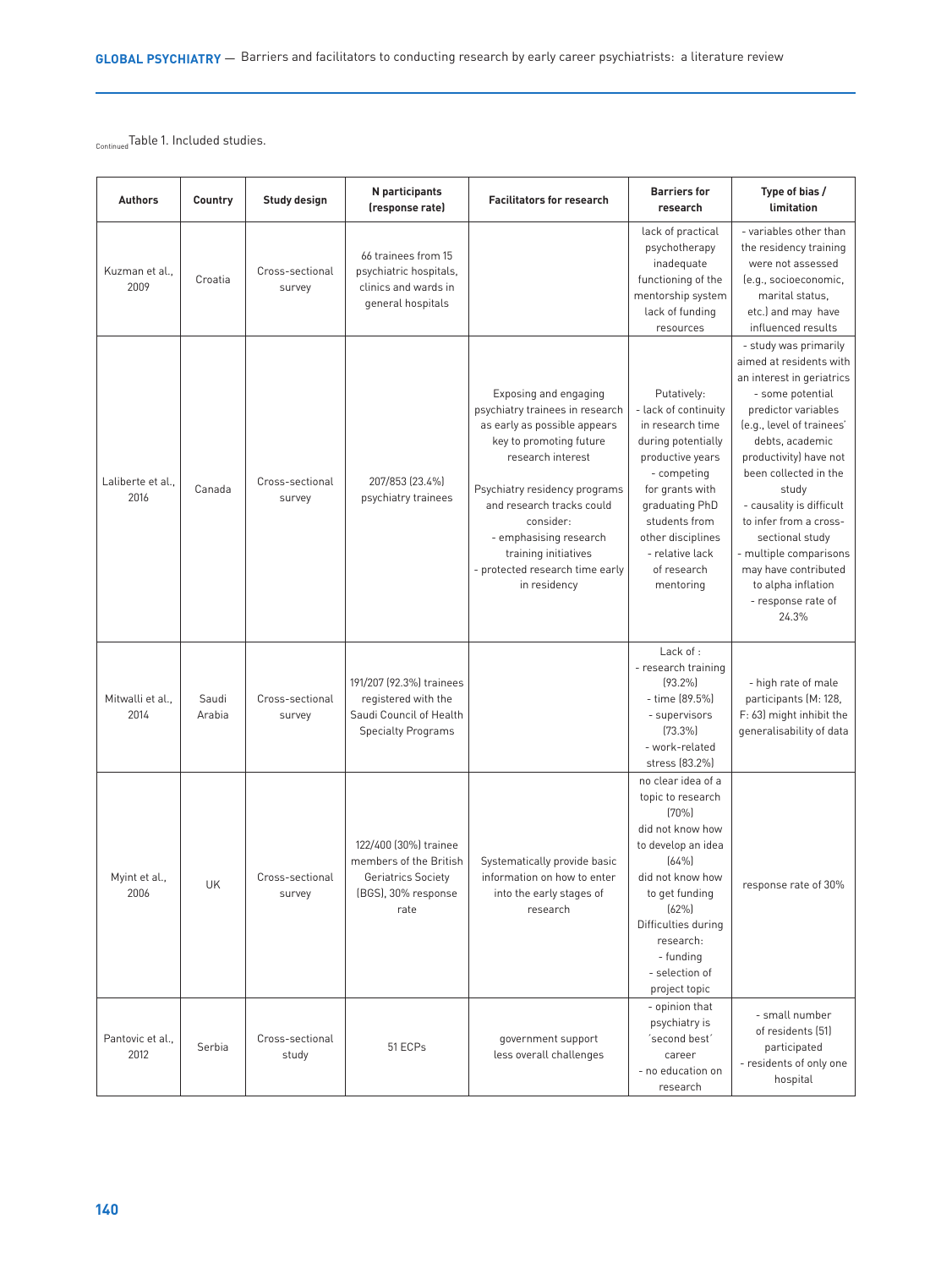Continued Table 1. Included studies.

| Authors | Country | Study design | N participants (response rate) | Facilitators for research | Barriers for research | Type of bias / limitation |
|---|---|---|---|---|---|---|
| Kuzman et al., 2009 | Croatia | Cross-sectional survey | 66 trainees from 15 psychiatric hospitals, clinics and wards in general hospitals | | lack of practical psychotherapy<br>inadequate functioning of the mentorship system<br>lack of funding resources | - variables other than the residency training were not assessed (e.g., socioeconomic, marital status, etc.) and may have influenced results |
| Laliberte et al., 2016 | Canada | Cross-sectional survey | 207/853 (23.4%) psychiatry trainees | Exposing and engaging psychiatry trainees in research as early as possible appears key to promoting future research interest<br><br>Psychiatry residency programs and research tracks could consider:<br>- emphasising research training initiatives<br>- protected research time early in residency | Putatively:<br>- lack of continuity in research time during potentially productive years<br>- competing for grants with graduating PhD students from other disciplines<br>- relative lack of research mentoring | - study was primarily aimed at residents with an interest in geriatrics<br>- some potential predictor variables (e.g., level of trainees' debts, academic productivity) have not been collected in the study<br>- causality is difficult to infer from a cross-sectional study<br>- multiple comparisons may have contributed to alpha inflation<br>- response rate of 24.3% |
| Mitwalli et al., 2014 | Saudi Arabia | Cross-sectional survey | 191/207 (92.3%) trainees registered with the Saudi Council of Health Specialty Programs | | Lack of :<br>- research training (93.2%)<br>- time (89.5%)<br>- supervisors (73.3%)<br>- work-related stress (83.2%) | - high rate of male participants (M: 128, F: 63) might inhibit the generalisability of data |
| Myint et al., 2006 | UK | Cross-sectional survey | 122/400 (30%) trainee members of the British Geriatrics Society (BGS), 30% response rate | Systematically provide basic information on how to enter into the early stages of research | no clear idea of a topic to research (70%)<br>did not know how to develop an idea (64%)<br>did not know how to get funding (62%)<br>Difficulties during research:<br>- funding<br>- selection of project topic | response rate of 30% |
| Pantovic et al., 2012 | Serbia | Cross-sectional study | 51 ECPs | government support<br>less overall challenges | - opinion that psychiatry is 'second best' career<br>- no education on research | - small number of residents (51) participated<br>- residents of only one hospital |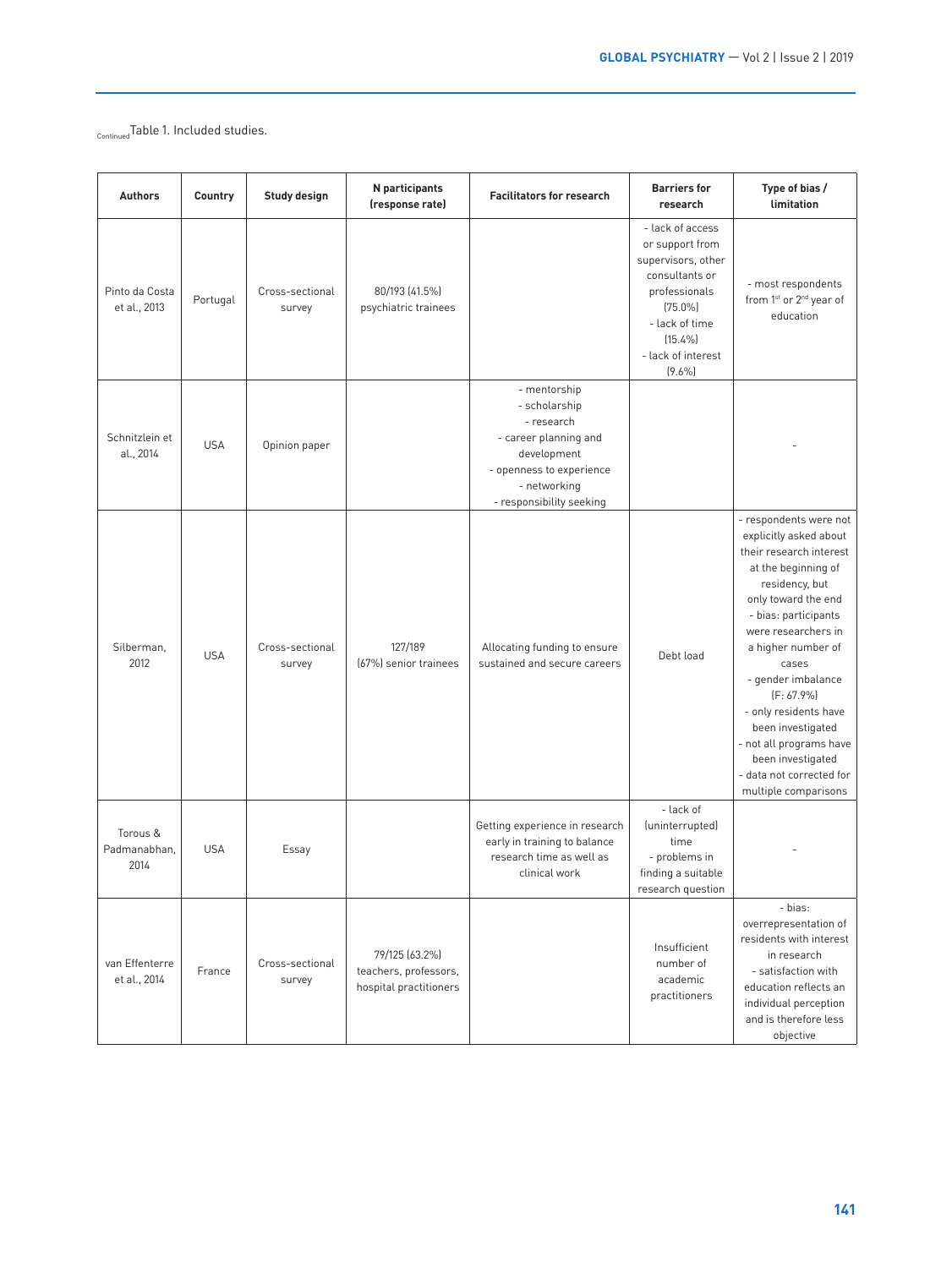Continued Table 1. Included studies.

| Authors | Country | Study design | N participants (response rate) | Facilitators for research | Barriers for research | Type of bias / limitation |
|---|---|---|---|---|---|---|
| Pinto da Costa et al., 2013 | Portugal | Cross-sectional survey | 80/193 (41.5%) psychiatric trainees | | - lack of access or support from supervisors, other consultants or professionals (75.0%)<br>- lack of time (15.4%)<br>- lack of interest (9.6%) | - most respondents from 1st or 2nd year of education |
| Schnitzlein et al., 2014 | USA | Opinion paper | | - mentorship<br>- scholarship<br>- research<br>- career planning and development<br>- openness to experience<br>- networking<br>- responsibility seeking | | - |
| Silberman, 2012 | USA | Cross-sectional survey | 127/189 (67%) senior trainees | Allocating funding to ensure sustained and secure careers | Debt load | - respondents were not explicitly asked about their research interest at the beginning of residency, but only toward the end<br>- bias: participants were researchers in a higher number of cases<br>- gender imbalance (F: 67.9%)<br>- only residents have been investigated<br>- not all programs have been investigated<br>- data not corrected for multiple comparisons |
| Torous & Padmanabhan, 2014 | USA | Essay | | Getting experience in research early in training to balance research time as well as clinical work | - lack of (uninterrupted) time<br>- problems in finding a suitable research question | - |
| van Effenterre et al., 2014 | France | Cross-sectional survey | 79/125 (63.2%) teachers, professors, hospital practitioners | | Insufficient number of academic practitioners | - bias: overrepresentation of residents with interest in research<br>- satisfaction with education reflects an individual perception and is therefore less objective |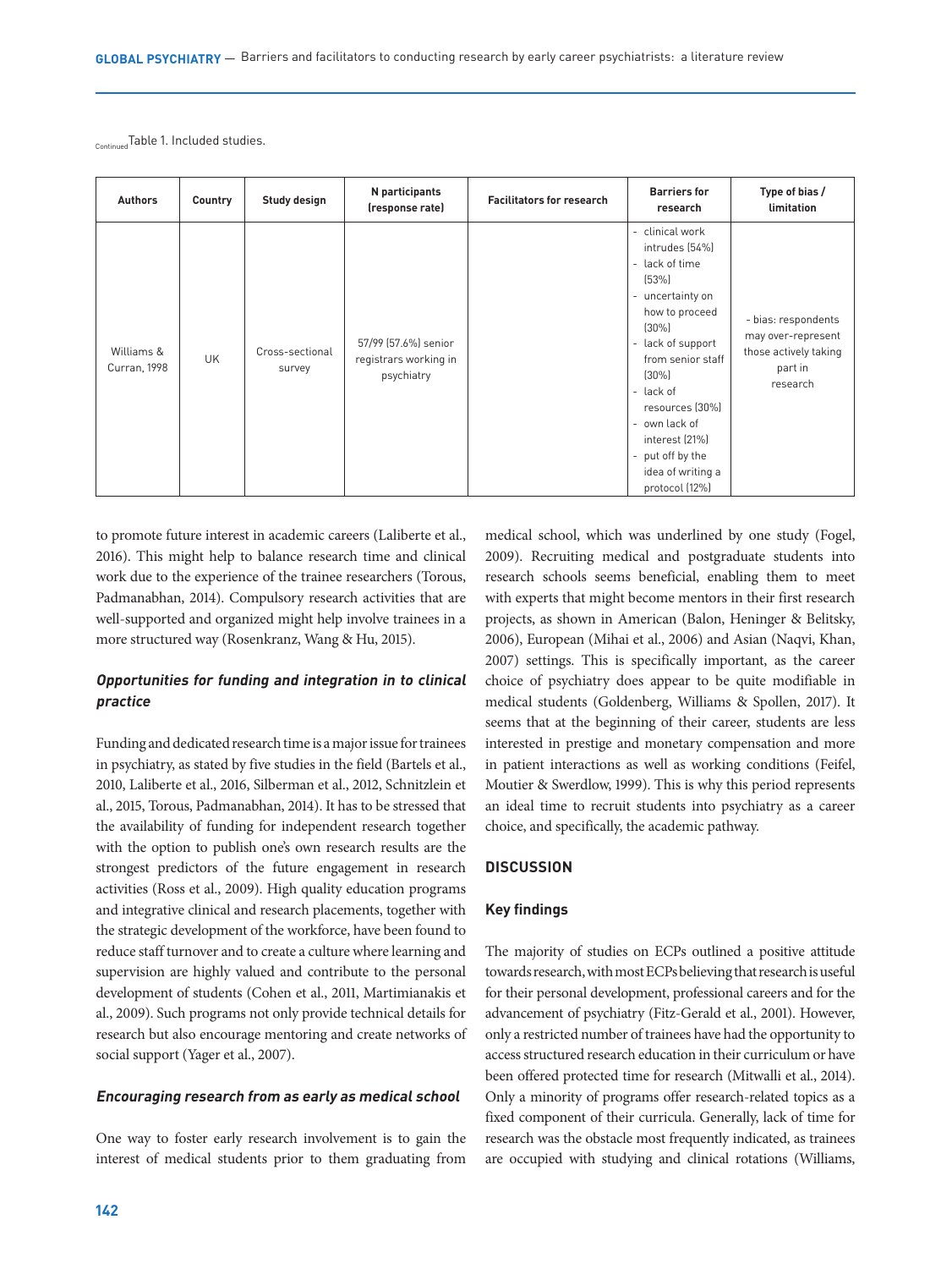Continued Table 1. Included studies.

| Authors | Country | Study design | N participants (response rate) | Facilitators for research | Barriers for research | Type of bias / limitation |
|---|---|---|---|---|---|---|
| Williams & Curran, 1998 | UK | Cross-sectional survey | 57/99 (57.6%) senior registrars working in psychiatry | | - clinical work intrudes (54%)<br>- lack of time (53%)<br>- uncertainty on how to proceed (30%)<br>- lack of support from senior staff (30%)<br>- lack of resources (30%)<br>- own lack of interest (21%)<br>- put off by the idea of writing a protocol (12%) | - bias: respondents may over-represent those actively taking part in research |

to promote future interest in academic careers (Laliberte et al., 2016). This might help to balance research time and clinical work due to the experience of the trainee researchers (Torous, Padmanabhan, 2014). Compulsory research activities that are well-supported and organized might help involve trainees in a more structured way (Rosenkranz, Wang & Hu, 2015).

### *Opportunities for funding and integration in to clinical practice*

Funding and dedicated research time is a major issue for trainees in psychiatry, as stated by five studies in the field (Bartels et al., 2010, Laliberte et al., 2016, Silberman et al., 2012, Schnitzlein et al., 2015, Torous, Padmanabhan, 2014). It has to be stressed that the availability of funding for independent research together with the option to publish one's own research results are the strongest predictors of the future engagement in research activities (Ross et al., 2009). High quality education programs and integrative clinical and research placements, together with the strategic development of the workforce, have been found to reduce staff turnover and to create a culture where learning and supervision are highly valued and contribute to the personal development of students (Cohen et al., 2011, Martimianakis et al., 2009). Such programs not only provide technical details for research but also encourage mentoring and create networks of social support (Yager et al., 2007).

### *Encouraging research from as early as medical school*

One way to foster early research involvement is to gain the interest of medical students prior to them graduating from medical school, which was underlined by one study (Fogel, 2009). Recruiting medical and postgraduate students into research schools seems beneficial, enabling them to meet with experts that might become mentors in their first research projects, as shown in American (Balon, Heninger & Belitsky, 2006), European (Mihai et al., 2006) and Asian (Naqvi, Khan, 2007) settings. This is specifically important, as the career choice of psychiatry does appear to be quite modifiable in medical students (Goldenberg, Williams & Spollen, 2017). It seems that at the beginning of their career, students are less interested in prestige and monetary compensation and more in patient interactions as well as working conditions (Feifel, Moutier & Swerdlow, 1999). This is why this period represents an ideal time to recruit students into psychiatry as a career choice, and specifically, the academic pathway.

## DISCUSSION

### Key findings

The majority of studies on ECPs outlined a positive attitude towards research, with most ECPs believing that research is useful for their personal development, professional careers and for the advancement of psychiatry (Fitz-Gerald et al., 2001). However, only a restricted number of trainees have had the opportunity to access structured research education in their curriculum or have been offered protected time for research (Mitwalli et al., 2014). Only a minority of programs offer research-related topics as a fixed component of their curricula. Generally, lack of time for research was the obstacle most frequently indicated, as trainees are occupied with studying and clinical rotations (Williams,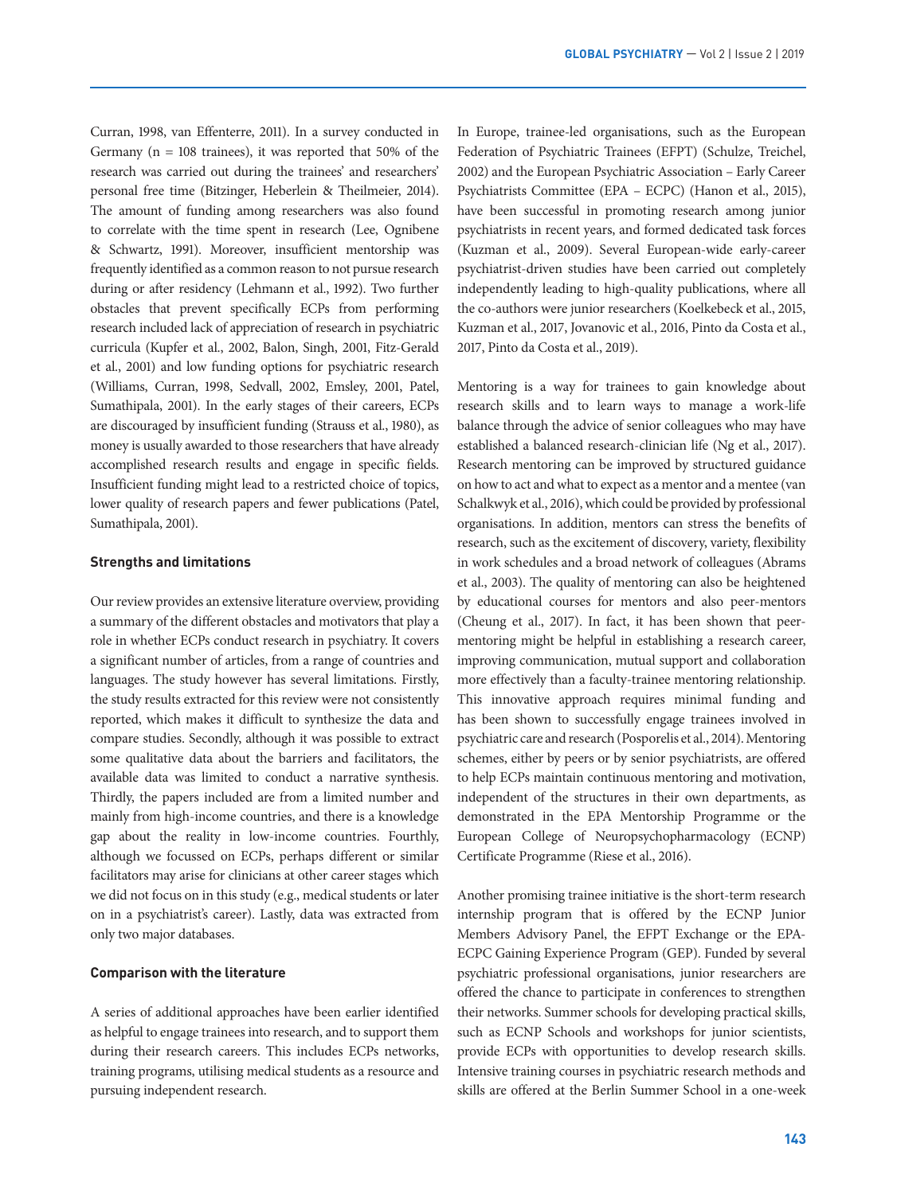Curran, 1998, van Effenterre, 2011). In a survey conducted in Germany (n = 108 trainees), it was reported that 50% of the research was carried out during the trainees' and researchers' personal free time (Bitzinger, Heberlein & Theilmeier, 2014). The amount of funding among researchers was also found to correlate with the time spent in research (Lee, Ognibene & Schwartz, 1991). Moreover, insufficient mentorship was frequently identified as a common reason to not pursue research during or after residency (Lehmann et al., 1992). Two further obstacles that prevent specifically ECPs from performing research included lack of appreciation of research in psychiatric curricula (Kupfer et al., 2002, Balon, Singh, 2001, Fitz-Gerald et al., 2001) and low funding options for psychiatric research (Williams, Curran, 1998, Sedvall, 2002, Emsley, 2001, Patel, Sumathipala, 2001). In the early stages of their careers, ECPs are discouraged by insufficient funding (Strauss et al., 1980), as money is usually awarded to those researchers that have already accomplished research results and engage in specific fields. Insufficient funding might lead to a restricted choice of topics, lower quality of research papers and fewer publications (Patel, Sumathipala, 2001).

### Strengths and limitations

Our review provides an extensive literature overview, providing a summary of the different obstacles and motivators that play a role in whether ECPs conduct research in psychiatry. It covers a significant number of articles, from a range of countries and languages. The study however has several limitations. Firstly, the study results extracted for this review were not consistently reported, which makes it difficult to synthesize the data and compare studies. Secondly, although it was possible to extract some qualitative data about the barriers and facilitators, the available data was limited to conduct a narrative synthesis. Thirdly, the papers included are from a limited number and mainly from high-income countries, and there is a knowledge gap about the reality in low-income countries. Fourthly, although we focussed on ECPs, perhaps different or similar facilitators may arise for clinicians at other career stages which we did not focus on in this study (e.g., medical students or later on in a psychiatrist's career). Lastly, data was extracted from only two major databases.

### Comparison with the literature

A series of additional approaches have been earlier identified as helpful to engage trainees into research, and to support them during their research careers. This includes ECPs networks, training programs, utilising medical students as a resource and pursuing independent research.

In Europe, trainee-led organisations, such as the European Federation of Psychiatric Trainees (EFPT) (Schulze, Treichel, 2002) and the European Psychiatric Association – Early Career Psychiatrists Committee (EPA – ECPC) (Hanon et al., 2015), have been successful in promoting research among junior psychiatrists in recent years, and formed dedicated task forces (Kuzman et al., 2009). Several European-wide early-career psychiatrist-driven studies have been carried out completely independently leading to high-quality publications, where all the co-authors were junior researchers (Koelkebeck et al., 2015, Kuzman et al., 2017, Jovanovic et al., 2016, Pinto da Costa et al., 2017, Pinto da Costa et al., 2019).

Mentoring is a way for trainees to gain knowledge about research skills and to learn ways to manage a work-life balance through the advice of senior colleagues who may have established a balanced research-clinician life (Ng et al., 2017). Research mentoring can be improved by structured guidance on how to act and what to expect as a mentor and a mentee (van Schalkwyk et al., 2016), which could be provided by professional organisations. In addition, mentors can stress the benefits of research, such as the excitement of discovery, variety, flexibility in work schedules and a broad network of colleagues (Abrams et al., 2003). The quality of mentoring can also be heightened by educational courses for mentors and also peer-mentors (Cheung et al., 2017). In fact, it has been shown that peer-mentoring might be helpful in establishing a research career, improving communication, mutual support and collaboration more effectively than a faculty-trainee mentoring relationship. This innovative approach requires minimal funding and has been shown to successfully engage trainees involved in psychiatric care and research (Posporelis et al., 2014). Mentoring schemes, either by peers or by senior psychiatrists, are offered to help ECPs maintain continuous mentoring and motivation, independent of the structures in their own departments, as demonstrated in the EPA Mentorship Programme or the European College of Neuropsychopharmacology (ECNP) Certificate Programme (Riese et al., 2016).

Another promising trainee initiative is the short-term research internship program that is offered by the ECNP Junior Members Advisory Panel, the EFPT Exchange or the EPA-ECPC Gaining Experience Program (GEP). Funded by several psychiatric professional organisations, junior researchers are offered the chance to participate in conferences to strengthen their networks. Summer schools for developing practical skills, such as ECNP Schools and workshops for junior scientists, provide ECPs with opportunities to develop research skills. Intensive training courses in psychiatric research methods and skills are offered at the Berlin Summer School in a one-week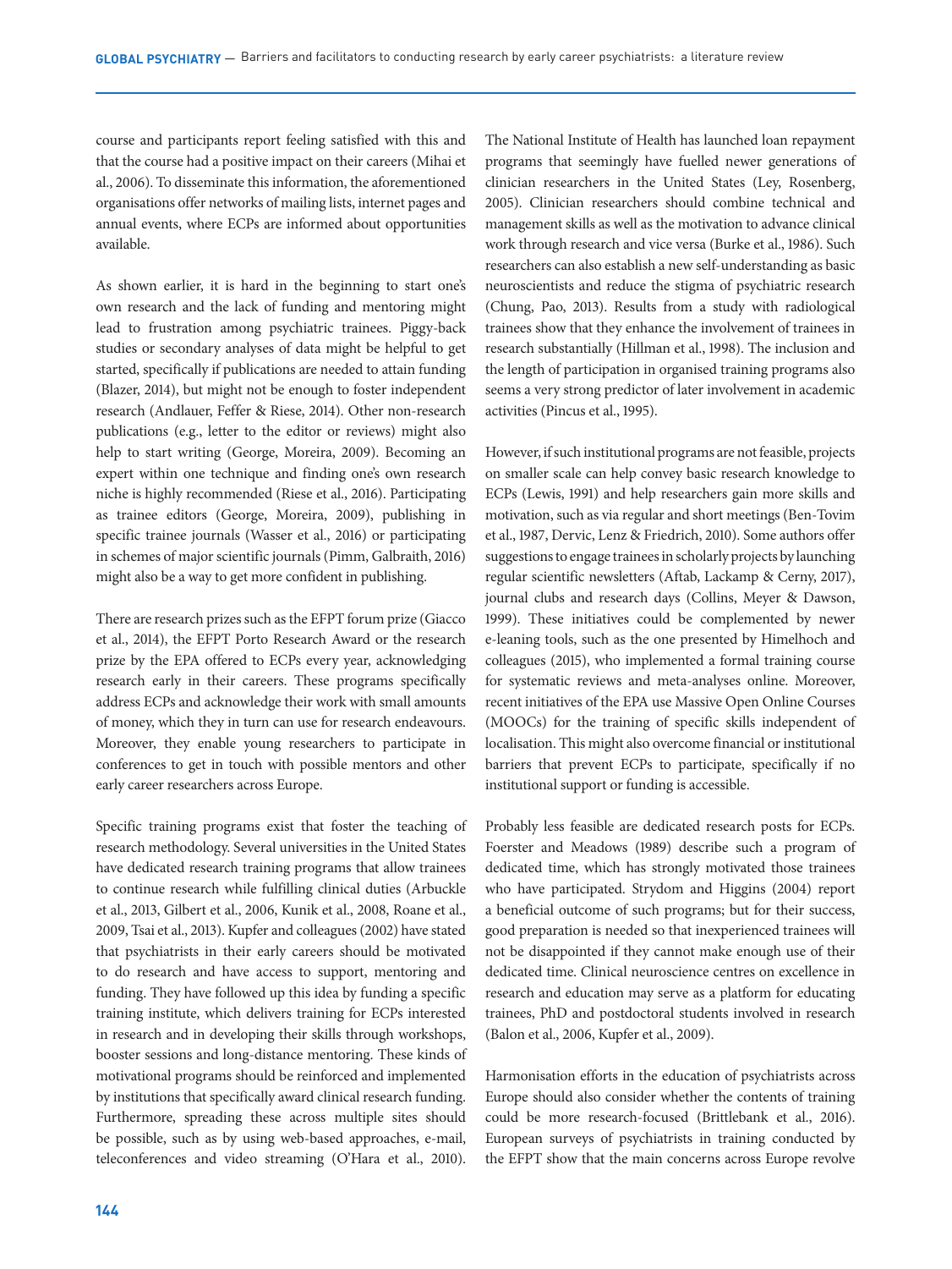course and participants report feeling satisfied with this and that the course had a positive impact on their careers (Mihai et al., 2006). To disseminate this information, the aforementioned organisations offer networks of mailing lists, internet pages and annual events, where ECPs are informed about opportunities available.

As shown earlier, it is hard in the beginning to start one's own research and the lack of funding and mentoring might lead to frustration among psychiatric trainees. Piggy-back studies or secondary analyses of data might be helpful to get started, specifically if publications are needed to attain funding (Blazer, 2014), but might not be enough to foster independent research (Andlauer, Feffer & Riese, 2014). Other non-research publications (e.g., letter to the editor or reviews) might also help to start writing (George, Moreira, 2009). Becoming an expert within one technique and finding one's own research niche is highly recommended (Riese et al., 2016). Participating as trainee editors (George, Moreira, 2009), publishing in specific trainee journals (Wasser et al., 2016) or participating in schemes of major scientific journals (Pimm, Galbraith, 2016) might also be a way to get more confident in publishing.

There are research prizes such as the EFPT forum prize (Giacco et al., 2014), the EFPT Porto Research Award or the research prize by the EPA offered to ECPs every year, acknowledging research early in their careers. These programs specifically address ECPs and acknowledge their work with small amounts of money, which they in turn can use for research endeavours. Moreover, they enable young researchers to participate in conferences to get in touch with possible mentors and other early career researchers across Europe.

Specific training programs exist that foster the teaching of research methodology. Several universities in the United States have dedicated research training programs that allow trainees to continue research while fulfilling clinical duties (Arbuckle et al., 2013, Gilbert et al., 2006, Kunik et al., 2008, Roane et al., 2009, Tsai et al., 2013). Kupfer and colleagues (2002) have stated that psychiatrists in their early careers should be motivated to do research and have access to support, mentoring and funding. They have followed up this idea by funding a specific training institute, which delivers training for ECPs interested in research and in developing their skills through workshops, booster sessions and long-distance mentoring. These kinds of motivational programs should be reinforced and implemented by institutions that specifically award clinical research funding. Furthermore, spreading these across multiple sites should be possible, such as by using web-based approaches, e-mail, teleconferences and video streaming (O'Hara et al., 2010). The National Institute of Health has launched loan repayment programs that seemingly have fuelled newer generations of clinician researchers in the United States (Ley, Rosenberg, 2005). Clinician researchers should combine technical and management skills as well as the motivation to advance clinical work through research and vice versa (Burke et al., 1986). Such researchers can also establish a new self-understanding as basic neuroscientists and reduce the stigma of psychiatric research (Chung, Pao, 2013). Results from a study with radiological trainees show that they enhance the involvement of trainees in research substantially (Hillman et al., 1998). The inclusion and the length of participation in organised training programs also seems a very strong predictor of later involvement in academic activities (Pincus et al., 1995).

However, if such institutional programs are not feasible, projects on smaller scale can help convey basic research knowledge to ECPs (Lewis, 1991) and help researchers gain more skills and motivation, such as via regular and short meetings (Ben-Tovim et al., 1987, Dervic, Lenz & Friedrich, 2010). Some authors offer suggestions to engage trainees in scholarly projects by launching regular scientific newsletters (Aftab, Lackamp & Cerny, 2017), journal clubs and research days (Collins, Meyer & Dawson, 1999). These initiatives could be complemented by newer e-leaning tools, such as the one presented by Himelhoch and colleagues (2015), who implemented a formal training course for systematic reviews and meta-analyses online. Moreover, recent initiatives of the EPA use Massive Open Online Courses (MOOCs) for the training of specific skills independent of localisation. This might also overcome financial or institutional barriers that prevent ECPs to participate, specifically if no institutional support or funding is accessible.

Probably less feasible are dedicated research posts for ECPs. Foerster and Meadows (1989) describe such a program of dedicated time, which has strongly motivated those trainees who have participated. Strydom and Higgins (2004) report a beneficial outcome of such programs; but for their success, good preparation is needed so that inexperienced trainees will not be disappointed if they cannot make enough use of their dedicated time. Clinical neuroscience centres on excellence in research and education may serve as a platform for educating trainees, PhD and postdoctoral students involved in research (Balon et al., 2006, Kupfer et al., 2009).

Harmonisation efforts in the education of psychiatrists across Europe should also consider whether the contents of training could be more research-focused (Brittlebank et al., 2016). European surveys of psychiatrists in training conducted by the EFPT show that the main concerns across Europe revolve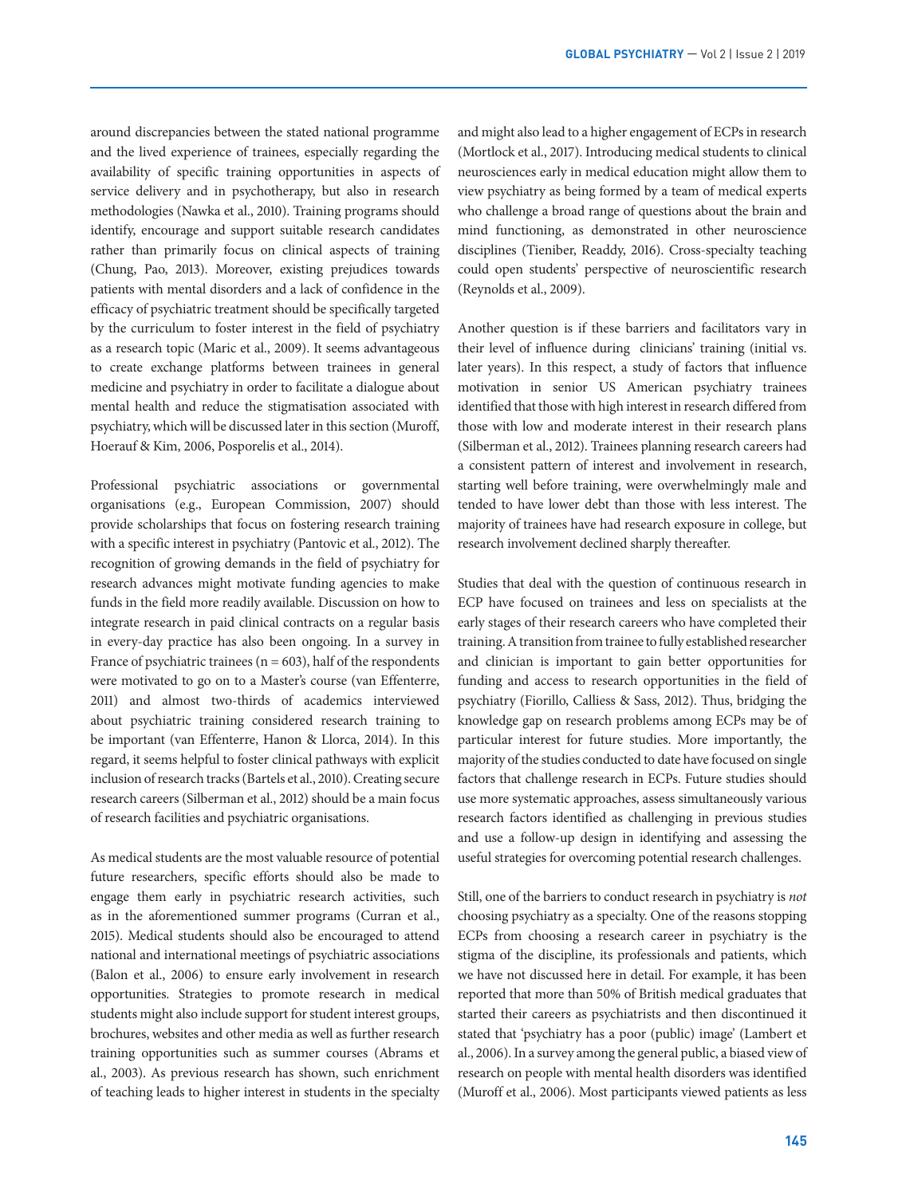around discrepancies between the stated national programme and the lived experience of trainees, especially regarding the availability of specific training opportunities in aspects of service delivery and in psychotherapy, but also in research methodologies (Nawka et al., 2010). Training programs should identify, encourage and support suitable research candidates rather than primarily focus on clinical aspects of training (Chung, Pao, 2013). Moreover, existing prejudices towards patients with mental disorders and a lack of confidence in the efficacy of psychiatric treatment should be specifically targeted by the curriculum to foster interest in the field of psychiatry as a research topic (Maric et al., 2009). It seems advantageous to create exchange platforms between trainees in general medicine and psychiatry in order to facilitate a dialogue about mental health and reduce the stigmatisation associated with psychiatry, which will be discussed later in this section (Muroff, Hoerauf & Kim, 2006, Posporelis et al., 2014).

Professional psychiatric associations or governmental organisations (e.g., European Commission, 2007) should provide scholarships that focus on fostering research training with a specific interest in psychiatry (Pantovic et al., 2012). The recognition of growing demands in the field of psychiatry for research advances might motivate funding agencies to make funds in the field more readily available. Discussion on how to integrate research in paid clinical contracts on a regular basis in every-day practice has also been ongoing. In a survey in France of psychiatric trainees (n = 603), half of the respondents were motivated to go on to a Master's course (van Effenterre, 2011) and almost two-thirds of academics interviewed about psychiatric training considered research training to be important (van Effenterre, Hanon & Llorca, 2014). In this regard, it seems helpful to foster clinical pathways with explicit inclusion of research tracks (Bartels et al., 2010). Creating secure research careers (Silberman et al., 2012) should be a main focus of research facilities and psychiatric organisations.

As medical students are the most valuable resource of potential future researchers, specific efforts should also be made to engage them early in psychiatric research activities, such as in the aforementioned summer programs (Curran et al., 2015). Medical students should also be encouraged to attend national and international meetings of psychiatric associations (Balon et al., 2006) to ensure early involvement in research opportunities. Strategies to promote research in medical students might also include support for student interest groups, brochures, websites and other media as well as further research training opportunities such as summer courses (Abrams et al., 2003). As previous research has shown, such enrichment of teaching leads to higher interest in students in the specialty and might also lead to a higher engagement of ECPs in research (Mortlock et al., 2017). Introducing medical students to clinical neurosciences early in medical education might allow them to view psychiatry as being formed by a team of medical experts who challenge a broad range of questions about the brain and mind functioning, as demonstrated in other neuroscience disciplines (Tieniber, Readdy, 2016). Cross-specialty teaching could open students' perspective of neuroscientific research (Reynolds et al., 2009).

Another question is if these barriers and facilitators vary in their level of influence during clinicians' training (initial vs. later years). In this respect, a study of factors that influence motivation in senior US American psychiatry trainees identified that those with high interest in research differed from those with low and moderate interest in their research plans (Silberman et al., 2012). Trainees planning research careers had a consistent pattern of interest and involvement in research, starting well before training, were overwhelmingly male and tended to have lower debt than those with less interest. The majority of trainees have had research exposure in college, but research involvement declined sharply thereafter.

Studies that deal with the question of continuous research in ECP have focused on trainees and less on specialists at the early stages of their research careers who have completed their training. A transition from trainee to fully established researcher and clinician is important to gain better opportunities for funding and access to research opportunities in the field of psychiatry (Fiorillo, Calliess & Sass, 2012). Thus, bridging the knowledge gap on research problems among ECPs may be of particular interest for future studies. More importantly, the majority of the studies conducted to date have focused on single factors that challenge research in ECPs. Future studies should use more systematic approaches, assess simultaneously various research factors identified as challenging in previous studies and use a follow-up design in identifying and assessing the useful strategies for overcoming potential research challenges.

Still, one of the barriers to conduct research in psychiatry is *not* choosing psychiatry as a specialty. One of the reasons stopping ECPs from choosing a research career in psychiatry is the stigma of the discipline, its professionals and patients, which we have not discussed here in detail. For example, it has been reported that more than 50% of British medical graduates that started their careers as psychiatrists and then discontinued it stated that 'psychiatry has a poor (public) image' (Lambert et al., 2006). In a survey among the general public, a biased view of research on people with mental health disorders was identified (Muroff et al., 2006). Most participants viewed patients as less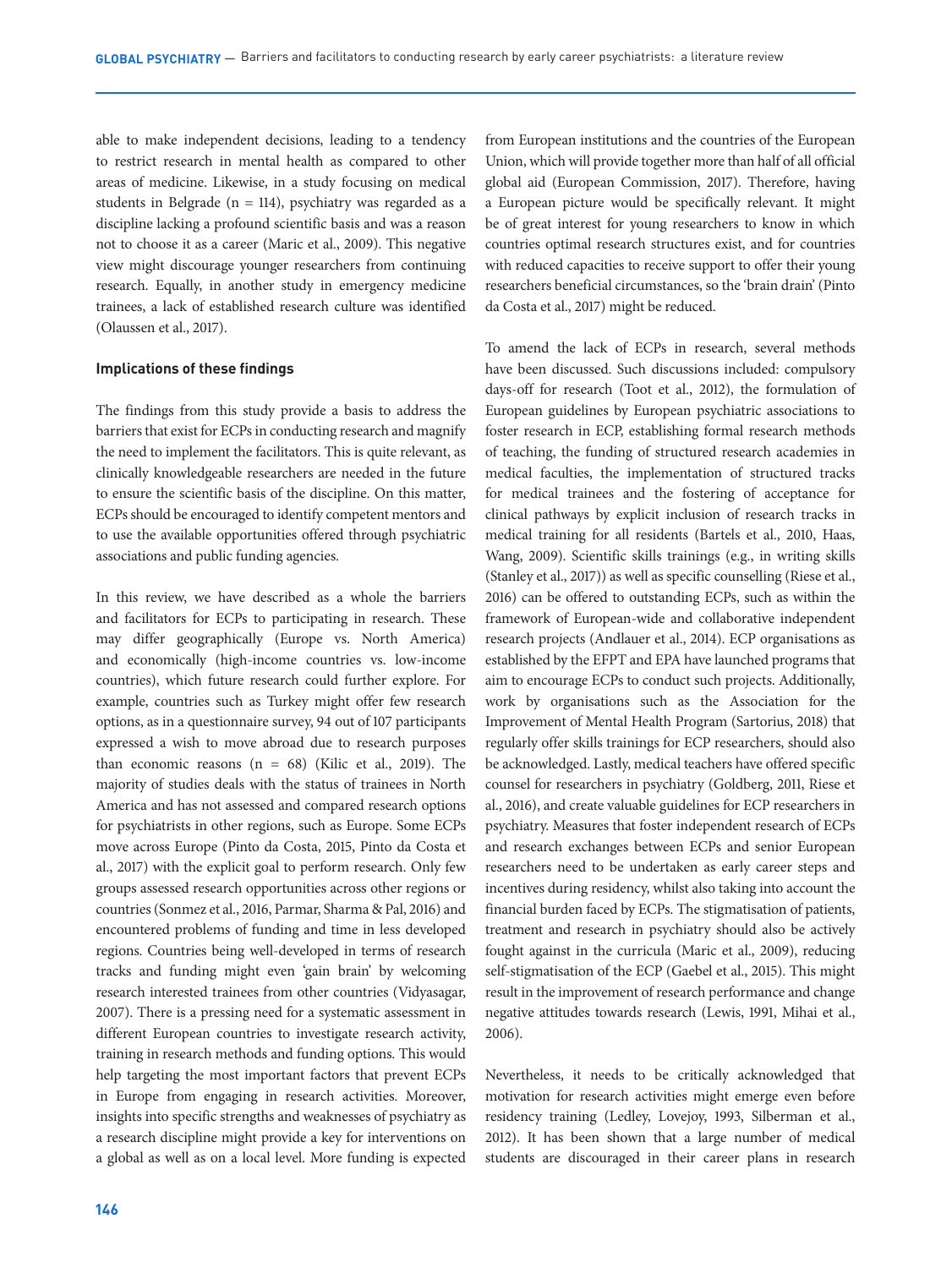able to make independent decisions, leading to a tendency to restrict research in mental health as compared to other areas of medicine. Likewise, in a study focusing on medical students in Belgrade (n = 114), psychiatry was regarded as a discipline lacking a profound scientific basis and was a reason not to choose it as a career (Maric et al., 2009). This negative view might discourage younger researchers from continuing research. Equally, in another study in emergency medicine trainees, a lack of established research culture was identified (Olaussen et al., 2017).

**Implications of these findings**

The findings from this study provide a basis to address the barriers that exist for ECPs in conducting research and magnify the need to implement the facilitators. This is quite relevant, as clinically knowledgeable researchers are needed in the future to ensure the scientific basis of the discipline. On this matter, ECPs should be encouraged to identify competent mentors and to use the available opportunities offered through psychiatric associations and public funding agencies.

In this review, we have described as a whole the barriers and facilitators for ECPs to participating in research. These may differ geographically (Europe vs. North America) and economically (high-income countries vs. low-income countries), which future research could further explore. For example, countries such as Turkey might offer few research options, as in a questionnaire survey, 94 out of 107 participants expressed a wish to move abroad due to research purposes than economic reasons (n = 68) (Kilic et al., 2019). The majority of studies deals with the status of trainees in North America and has not assessed and compared research options for psychiatrists in other regions, such as Europe. Some ECPs move across Europe (Pinto da Costa, 2015, Pinto da Costa et al., 2017) with the explicit goal to perform research. Only few groups assessed research opportunities across other regions or countries (Sonmez et al., 2016, Parmar, Sharma & Pal, 2016) and encountered problems of funding and time in less developed regions. Countries being well-developed in terms of research tracks and funding might even 'gain brain' by welcoming research interested trainees from other countries (Vidyasagar, 2007). There is a pressing need for a systematic assessment in different European countries to investigate research activity, training in research methods and funding options. This would help targeting the most important factors that prevent ECPs in Europe from engaging in research activities. Moreover, insights into specific strengths and weaknesses of psychiatry as a research discipline might provide a key for interventions on a global as well as on a local level. More funding is expected from European institutions and the countries of the European Union, which will provide together more than half of all official global aid (European Commission, 2017). Therefore, having a European picture would be specifically relevant. It might be of great interest for young researchers to know in which countries optimal research structures exist, and for countries with reduced capacities to receive support to offer their young researchers beneficial circumstances, so the 'brain drain' (Pinto da Costa et al., 2017) might be reduced.

To amend the lack of ECPs in research, several methods have been discussed. Such discussions included: compulsory days-off for research (Toot et al., 2012), the formulation of European guidelines by European psychiatric associations to foster research in ECP, establishing formal research methods of teaching, the funding of structured research academies in medical faculties, the implementation of structured tracks for medical trainees and the fostering of acceptance for clinical pathways by explicit inclusion of research tracks in medical training for all residents (Bartels et al., 2010, Haas, Wang, 2009). Scientific skills trainings (e.g., in writing skills (Stanley et al., 2017)) as well as specific counselling (Riese et al., 2016) can be offered to outstanding ECPs, such as within the framework of European-wide and collaborative independent research projects (Andlauer et al., 2014). ECP organisations as established by the EFPT and EPA have launched programs that aim to encourage ECPs to conduct such projects. Additionally, work by organisations such as the Association for the Improvement of Mental Health Program (Sartorius, 2018) that regularly offer skills trainings for ECP researchers, should also be acknowledged. Lastly, medical teachers have offered specific counsel for researchers in psychiatry (Goldberg, 2011, Riese et al., 2016), and create valuable guidelines for ECP researchers in psychiatry. Measures that foster independent research of ECPs and research exchanges between ECPs and senior European researchers need to be undertaken as early career steps and incentives during residency, whilst also taking into account the financial burden faced by ECPs. The stigmatisation of patients, treatment and research in psychiatry should also be actively fought against in the curricula (Maric et al., 2009), reducing self-stigmatisation of the ECP (Gaebel et al., 2015). This might result in the improvement of research performance and change negative attitudes towards research (Lewis, 1991, Mihai et al., 2006).

Nevertheless, it needs to be critically acknowledged that motivation for research activities might emerge even before residency training (Ledley, Lovejoy, 1993, Silberman et al., 2012). It has been shown that a large number of medical students are discouraged in their career plans in research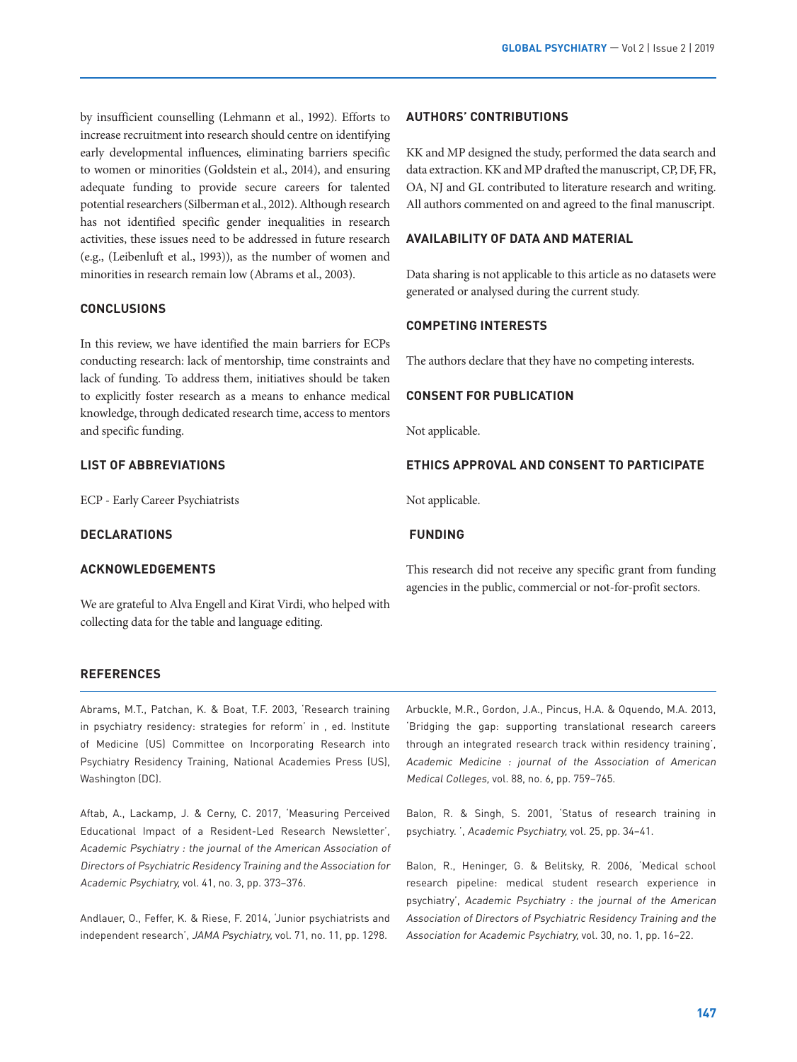by insufficient counselling (Lehmann et al., 1992). Efforts to increase recruitment into research should centre on identifying early developmental influences, eliminating barriers specific to women or minorities (Goldstein et al., 2014), and ensuring adequate funding to provide secure careers for talented potential researchers (Silberman et al., 2012). Although research has not identified specific gender inequalities in research activities, these issues need to be addressed in future research (e.g., (Leibenluft et al., 1993)), as the number of women and minorities in research remain low (Abrams et al., 2003).

## CONCLUSIONS

In this review, we have identified the main barriers for ECPs conducting research: lack of mentorship, time constraints and lack of funding. To address them, initiatives should be taken to explicitly foster research as a means to enhance medical knowledge, through dedicated research time, access to mentors and specific funding.

## LIST OF ABBREVIATIONS

ECP - Early Career Psychiatrists

## DECLARATIONS

## ACKNOWLEDGEMENTS

We are grateful to Alva Engell and Kirat Virdi, who helped with collecting data for the table and language editing.

## AUTHORS' CONTRIBUTIONS

KK and MP designed the study, performed the data search and data extraction. KK and MP drafted the manuscript, CP, DF, FR, OA, NJ and GL contributed to literature research and writing. All authors commented on and agreed to the final manuscript.

## AVAILABILITY OF DATA AND MATERIAL

Data sharing is not applicable to this article as no datasets were generated or analysed during the current study.

## COMPETING INTERESTS

The authors declare that they have no competing interests.

## CONSENT FOR PUBLICATION

Not applicable.

## ETHICS APPROVAL AND CONSENT TO PARTICIPATE

Not applicable.

## FUNDING

This research did not receive any specific grant from funding agencies in the public, commercial or not-for-profit sectors.

## REFERENCES

Abrams, M.T., Patchan, K. & Boat, T.F. 2003, 'Research training in psychiatry residency: strategies for reform' in , ed. Institute of Medicine (US) Committee on Incorporating Research into Psychiatry Residency Training, National Academies Press (US), Washington (DC).

Aftab, A., Lackamp, J. & Cerny, C. 2017, 'Measuring Perceived Educational Impact of a Resident-Led Research Newsletter', *Academic Psychiatry : the journal of the American Association of Directors of Psychiatric Residency Training and the Association for Academic Psychiatry,* vol. 41, no. 3, pp. 373–376.

Andlauer, O., Feffer, K. & Riese, F. 2014, 'Junior psychiatrists and independent research', *JAMA Psychiatry,* vol. 71, no. 11, pp. 1298.

Arbuckle, M.R., Gordon, J.A., Pincus, H.A. & Oquendo, M.A. 2013, 'Bridging the gap: supporting translational research careers through an integrated research track within residency training', *Academic Medicine : journal of the Association of American Medical Colleges,* vol. 88, no. 6, pp. 759–765.

Balon, R. & Singh, S. 2001, 'Status of research training in psychiatry. ', *Academic Psychiatry,* vol. 25, pp. 34–41.

Balon, R., Heninger, G. & Belitsky, R. 2006, 'Medical school research pipeline: medical student research experience in psychiatry', *Academic Psychiatry : the journal of the American Association of Directors of Psychiatric Residency Training and the Association for Academic Psychiatry,* vol. 30, no. 1, pp. 16–22.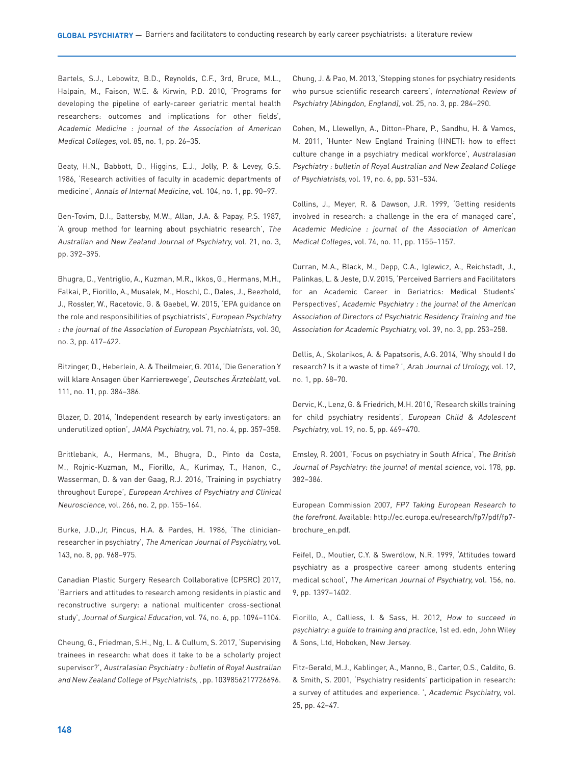Bartels, S.J., Lebowitz, B.D., Reynolds, C.F., 3rd, Bruce, M.L., Halpain, M., Faison, W.E. & Kirwin, P.D. 2010, 'Programs for developing the pipeline of early-career geriatric mental health researchers: outcomes and implications for other fields', *Academic Medicine : journal of the Association of American Medical Colleges,* vol. 85, no. 1, pp. 26–35.

Beaty, H.N., Babbott, D., Higgins, E.J., Jolly, P. & Levey, G.S. 1986, 'Research activities of faculty in academic departments of medicine', *Annals of Internal Medicine,* vol. 104, no. 1, pp. 90–97.

Ben-Tovim, D.I., Battersby, M.W., Allan, J.A. & Papay, P.S. 1987, 'A group method for learning about psychiatric research', *The Australian and New Zealand Journal of Psychiatry,* vol. 21, no. 3, pp. 392–395.

Bhugra, D., Ventriglio, A., Kuzman, M.R., Ikkos, G., Hermans, M.H., Falkai, P., Fiorillo, A., Musalek, M., Hoschl, C., Dales, J., Beezhold, J., Rossler, W., Racetovic, G. & Gaebel, W. 2015, 'EPA guidance on the role and responsibilities of psychiatrists', *European Psychiatry : the journal of the Association of European Psychiatrists,* vol. 30, no. 3, pp. 417–422.

Bitzinger, D., Heberlein, A. & Theilmeier, G. 2014, 'Die Generation Y will klare Ansagen über Karrierewege', *Deutsches Ärzteblatt,* vol. 111, no. 11, pp. 384–386.

Blazer, D. 2014, 'Independent research by early investigators: an underutilized option', *JAMA Psychiatry,* vol. 71, no. 4, pp. 357–358.

Brittlebank, A., Hermans, M., Bhugra, D., Pinto da Costa, M., Rojnic-Kuzman, M., Fiorillo, A., Kurimay, T., Hanon, C., Wasserman, D. & van der Gaag, R.J. 2016, 'Training in psychiatry throughout Europe', *European Archives of Psychiatry and Clinical Neuroscience,* vol. 266, no. 2, pp. 155–164.

Burke, J.D.,Jr, Pincus, H.A. & Pardes, H. 1986, 'The clinician-researcher in psychiatry', *The American Journal of Psychiatry,* vol. 143, no. 8, pp. 968–975.

Canadian Plastic Surgery Research Collaborative (CPSRC) 2017, 'Barriers and attitudes to research among residents in plastic and reconstructive surgery: a national multicenter cross-sectional study', *Journal of Surgical Education,* vol. 74, no. 6, pp. 1094–1104.

Cheung, G., Friedman, S.H., Ng, L. & Cullum, S. 2017, 'Supervising trainees in research: what does it take to be a scholarly project supervisor?', *Australasian Psychiatry : bulletin of Royal Australian and New Zealand College of Psychiatrists,* , pp. 1039856217726696.

Chung, J. & Pao, M. 2013, 'Stepping stones for psychiatry residents who pursue scientific research careers', *International Review of Psychiatry (Abingdon, England),* vol. 25, no. 3, pp. 284–290.

Cohen, M., Llewellyn, A., Ditton-Phare, P., Sandhu, H. & Vamos, M. 2011, 'Hunter New England Training (HNET): how to effect culture change in a psychiatry medical workforce', *Australasian Psychiatry : bulletin of Royal Australian and New Zealand College of Psychiatrists,* vol. 19, no. 6, pp. 531–534.

Collins, J., Meyer, R. & Dawson, J.R. 1999, 'Getting residents involved in research: a challenge in the era of managed care', *Academic Medicine : journal of the Association of American Medical Colleges,* vol. 74, no. 11, pp. 1155–1157.

Curran, M.A., Black, M., Depp, C.A., Iglewicz, A., Reichstadt, J., Palinkas, L. & Jeste, D.V. 2015, 'Perceived Barriers and Facilitators for an Academic Career in Geriatrics: Medical Students' Perspectives', *Academic Psychiatry : the journal of the American Association of Directors of Psychiatric Residency Training and the Association for Academic Psychiatry,* vol. 39, no. 3, pp. 253–258.

Dellis, A., Skolarikos, A. & Papatsoris, A.G. 2014, 'Why should I do research? Is it a waste of time? ', *Arab Journal of Urology,* vol. 12, no. 1, pp. 68–70.

Dervic, K., Lenz, G. & Friedrich, M.H. 2010, 'Research skills training for child psychiatry residents', *European Child & Adolescent Psychiatry,* vol. 19, no. 5, pp. 469–470.

Emsley, R. 2001, 'Focus on psychiatry in South Africa', *The British Journal of Psychiatry: the journal of mental science,* vol. 178, pp. 382–386.

European Commission 2007, *FP7 Taking European Research to the forefront.* Available: http://ec.europa.eu/research/fp7/pdf/fp7-brochure_en.pdf.

Feifel, D., Moutier, C.Y. & Swerdlow, N.R. 1999, 'Attitudes toward psychiatry as a prospective career among students entering medical school', *The American Journal of Psychiatry,* vol. 156, no. 9, pp. 1397–1402.

Fiorillo, A., Calliess, I. & Sass, H. 2012, *How to succeed in psychiatry: a guide to training and practice,* 1st ed. edn, John Wiley & Sons, Ltd, Hoboken, New Jersey.

Fitz-Gerald, M.J., Kablinger, A., Manno, B., Carter, O.S., Caldito, G. & Smith, S. 2001, 'Psychiatry residents' participation in research: a survey of attitudes and experience. ', *Academic Psychiatry,* vol. 25, pp. 42–47.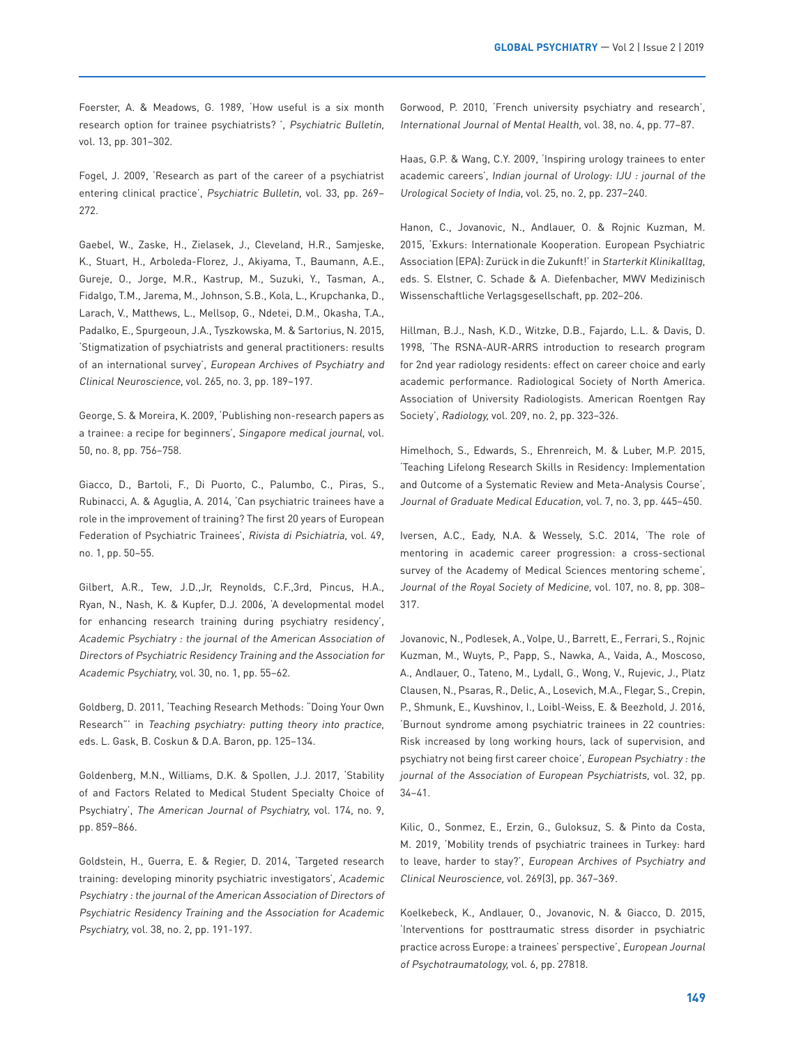Foerster, A. & Meadows, G. 1989, 'How useful is a six month research option for trainee psychiatrists? ', *Psychiatric Bulletin,* vol. 13, pp. 301–302.

Fogel, J. 2009, 'Research as part of the career of a psychiatrist entering clinical practice', *Psychiatric Bulletin,* vol. 33, pp. 269–272.

Gaebel, W., Zaske, H., Zielasek, J., Cleveland, H.R., Samjeske, K., Stuart, H., Arboleda-Florez, J., Akiyama, T., Baumann, A.E., Gureje, O., Jorge, M.R., Kastrup, M., Suzuki, Y., Tasman, A., Fidalgo, T.M., Jarema, M., Johnson, S.B., Kola, L., Krupchanka, D., Larach, V., Matthews, L., Mellsop, G., Ndetei, D.M., Okasha, T.A., Padalko, E., Spurgeoun, J.A., Tyszkowska, M. & Sartorius, N. 2015, 'Stigmatization of psychiatrists and general practitioners: results of an international survey', *European Archives of Psychiatry and Clinical Neuroscience,* vol. 265, no. 3, pp. 189–197.

George, S. & Moreira, K. 2009, 'Publishing non-research papers as a trainee: a recipe for beginners', *Singapore medical journal,* vol. 50, no. 8, pp. 756–758.

Giacco, D., Bartoli, F., Di Puorto, C., Palumbo, C., Piras, S., Rubinacci, A. & Aguglia, A. 2014, 'Can psychiatric trainees have a role in the improvement of training? The first 20 years of European Federation of Psychiatric Trainees', *Rivista di Psichiatria,* vol. 49, no. 1, pp. 50–55.

Gilbert, A.R., Tew, J.D.,Jr, Reynolds, C.F.,3rd, Pincus, H.A., Ryan, N., Nash, K. & Kupfer, D.J. 2006, 'A developmental model for enhancing research training during psychiatry residency', *Academic Psychiatry : the journal of the American Association of Directors of Psychiatric Residency Training and the Association for Academic Psychiatry,* vol. 30, no. 1, pp. 55–62.

Goldberg, D. 2011, 'Teaching Research Methods: "Doing Your Own Research"' in *Teaching psychiatry: putting theory into practice,* eds. L. Gask, B. Coskun & D.A. Baron, pp. 125–134.

Goldenberg, M.N., Williams, D.K. & Spollen, J.J. 2017, 'Stability of and Factors Related to Medical Student Specialty Choice of Psychiatry', *The American Journal of Psychiatry,* vol. 174, no. 9, pp. 859–866.

Goldstein, H., Guerra, E. & Regier, D. 2014, 'Targeted research training: developing minority psychiatric investigators', *Academic Psychiatry : the journal of the American Association of Directors of Psychiatric Residency Training and the Association for Academic Psychiatry,* vol. 38, no. 2, pp. 191-197.

Gorwood, P. 2010, 'French university psychiatry and research', *International Journal of Mental Health,* vol. 38, no. 4, pp. 77–87.

Haas, G.P. & Wang, C.Y. 2009, 'Inspiring urology trainees to enter academic careers', *Indian journal of Urology: IJU : journal of the Urological Society of India,* vol. 25, no. 2, pp. 237–240.

Hanon, C., Jovanovic, N., Andlauer, O. & Rojnic Kuzman, M. 2015, 'Exkurs: Internationale Kooperation. European Psychiatric Association (EPA): Zurück in die Zukunft!' in *Starterkit Klinikalltag,* eds. S. Elstner, C. Schade & A. Diefenbacher, MWV Medizinisch Wissenschaftliche Verlagsgesellschaft, pp. 202–206.

Hillman, B.J., Nash, K.D., Witzke, D.B., Fajardo, L.L. & Davis, D. 1998, 'The RSNA-AUR-ARRS introduction to research program for 2nd year radiology residents: effect on career choice and early academic performance. Radiological Society of North America. Association of University Radiologists. American Roentgen Ray Society', *Radiology,* vol. 209, no. 2, pp. 323–326.

Himelhoch, S., Edwards, S., Ehrenreich, M. & Luber, M.P. 2015, 'Teaching Lifelong Research Skills in Residency: Implementation and Outcome of a Systematic Review and Meta-Analysis Course', *Journal of Graduate Medical Education,* vol. 7, no. 3, pp. 445–450.

Iversen, A.C., Eady, N.A. & Wessely, S.C. 2014, 'The role of mentoring in academic career progression: a cross-sectional survey of the Academy of Medical Sciences mentoring scheme', *Journal of the Royal Society of Medicine,* vol. 107, no. 8, pp. 308–317.

Jovanovic, N., Podlesek, A., Volpe, U., Barrett, E., Ferrari, S., Rojnic Kuzman, M., Wuyts, P., Papp, S., Nawka, A., Vaida, A., Moscoso, A., Andlauer, O., Tateno, M., Lydall, G., Wong, V., Rujevic, J., Platz Clausen, N., Psaras, R., Delic, A., Losevich, M.A., Flegar, S., Crepin, P., Shmunk, E., Kuvshinov, I., Loibl-Weiss, E. & Beezhold, J. 2016, 'Burnout syndrome among psychiatric trainees in 22 countries: Risk increased by long working hours, lack of supervision, and psychiatry not being first career choice', *European Psychiatry : the journal of the Association of European Psychiatrists,* vol. 32, pp. 34–41.

Kilic, O., Sonmez, E., Erzin, G., Guloksuz, S. & Pinto da Costa, M. 2019, 'Mobility trends of psychiatric trainees in Turkey: hard to leave, harder to stay?', *European Archives of Psychiatry and Clinical Neuroscience,* vol. 269(3), pp. 367–369.

Koelkebeck, K., Andlauer, O., Jovanovic, N. & Giacco, D. 2015, 'Interventions for posttraumatic stress disorder in psychiatric practice across Europe: a trainees' perspective', *European Journal of Psychotraumatology,* vol. 6, pp. 27818.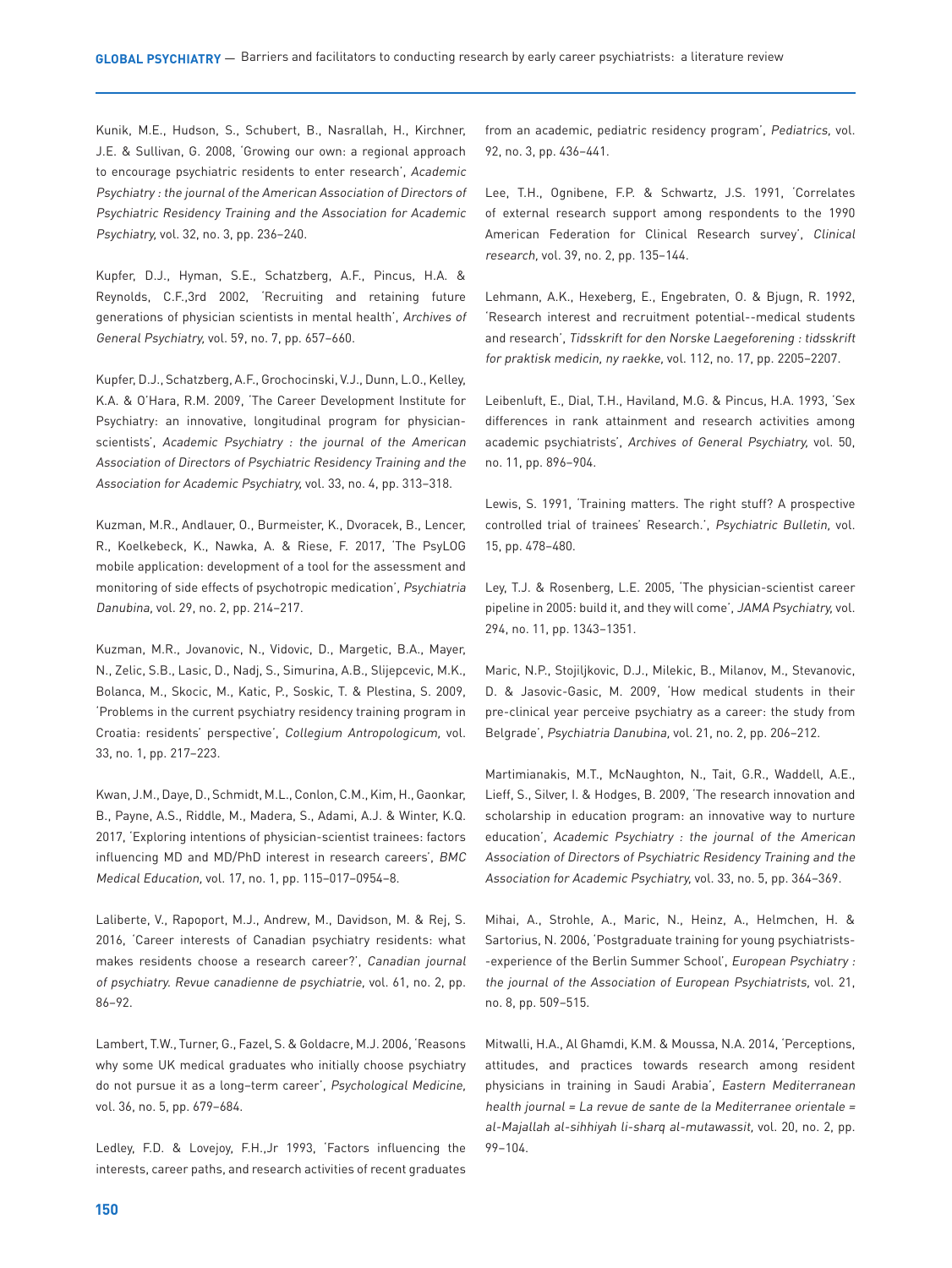Kunik, M.E., Hudson, S., Schubert, B., Nasrallah, H., Kirchner, J.E. & Sullivan, G. 2008, 'Growing our own: a regional approach to encourage psychiatric residents to enter research', *Academic Psychiatry : the journal of the American Association of Directors of Psychiatric Residency Training and the Association for Academic Psychiatry*, vol. 32, no. 3, pp. 236–240.

Kupfer, D.J., Hyman, S.E., Schatzberg, A.F., Pincus, H.A. & Reynolds, C.F.,3rd 2002, 'Recruiting and retaining future generations of physician scientists in mental health', *Archives of General Psychiatry*, vol. 59, no. 7, pp. 657–660.

Kupfer, D.J., Schatzberg, A.F., Grochocinski, V.J., Dunn, L.O., Kelley, K.A. & O'Hara, R.M. 2009, 'The Career Development Institute for Psychiatry: an innovative, longitudinal program for physician-scientists', *Academic Psychiatry : the journal of the American Association of Directors of Psychiatric Residency Training and the Association for Academic Psychiatry*, vol. 33, no. 4, pp. 313–318.

Kuzman, M.R., Andlauer, O., Burmeister, K., Dvoracek, B., Lencer, R., Koelkebeck, K., Nawka, A. & Riese, F. 2017, 'The PsyLOG mobile application: development of a tool for the assessment and monitoring of side effects of psychotropic medication', *Psychiatria Danubina*, vol. 29, no. 2, pp. 214–217.

Kuzman, M.R., Jovanovic, N., Vidovic, D., Margetic, B.A., Mayer, N., Zelic, S.B., Lasic, D., Nadj, S., Simurina, A.B., Slijepcevic, M.K., Bolanca, M., Skocic, M., Katic, P., Soskic, T. & Plestina, S. 2009, 'Problems in the current psychiatry residency training program in Croatia: residents' perspective', *Collegium Antropologicum*, vol. 33, no. 1, pp. 217–223.

Kwan, J.M., Daye, D., Schmidt, M.L., Conlon, C.M., Kim, H., Gaonkar, B., Payne, A.S., Riddle, M., Madera, S., Adami, A.J. & Winter, K.Q. 2017, 'Exploring intentions of physician-scientist trainees: factors influencing MD and MD/PhD interest in research careers', *BMC Medical Education*, vol. 17, no. 1, pp. 115–017–0954–8.

Laliberte, V., Rapoport, M.J., Andrew, M., Davidson, M. & Rej, S. 2016, 'Career interests of Canadian psychiatry residents: what makes residents choose a research career?', *Canadian journal of psychiatry. Revue canadienne de psychiatrie*, vol. 61, no. 2, pp. 86–92.

Lambert, T.W., Turner, G., Fazel, S. & Goldacre, M.J. 2006, 'Reasons why some UK medical graduates who initially choose psychiatry do not pursue it as a long–term career', *Psychological Medicine*, vol. 36, no. 5, pp. 679–684.

Ledley, F.D. & Lovejoy, F.H.,Jr 1993, 'Factors influencing the interests, career paths, and research activities of recent graduates from an academic, pediatric residency program', *Pediatrics*, vol. 92, no. 3, pp. 436–441.

Lee, T.H., Ognibene, F.P. & Schwartz, J.S. 1991, 'Correlates of external research support among respondents to the 1990 American Federation for Clinical Research survey', *Clinical research*, vol. 39, no. 2, pp. 135–144.

Lehmann, A.K., Hexeberg, E., Engebraten, O. & Bjugn, R. 1992, 'Research interest and recruitment potential--medical students and research', *Tidsskrift for den Norske Laegeforening : tidsskrift for praktisk medicin, ny raekke*, vol. 112, no. 17, pp. 2205–2207.

Leibenluft, E., Dial, T.H., Haviland, M.G. & Pincus, H.A. 1993, 'Sex differences in rank attainment and research activities among academic psychiatrists', *Archives of General Psychiatry*, vol. 50, no. 11, pp. 896–904.

Lewis, S. 1991, 'Training matters. The right stuff? A prospective controlled trial of trainees' Research.', *Psychiatric Bulletin*, vol. 15, pp. 478–480.

Ley, T.J. & Rosenberg, L.E. 2005, 'The physician-scientist career pipeline in 2005: build it, and they will come', *JAMA Psychiatry*, vol. 294, no. 11, pp. 1343–1351.

Maric, N.P., Stojiljkovic, D.J., Milekic, B., Milanov, M., Stevanovic, D. & Jasovic-Gasic, M. 2009, 'How medical students in their pre-clinical year perceive psychiatry as a career: the study from Belgrade', *Psychiatria Danubina*, vol. 21, no. 2, pp. 206–212.

Martimianakis, M.T., McNaughton, N., Tait, G.R., Waddell, A.E., Lieff, S., Silver, I. & Hodges, B. 2009, 'The research innovation and scholarship in education program: an innovative way to nurture education', *Academic Psychiatry : the journal of the American Association of Directors of Psychiatric Residency Training and the Association for Academic Psychiatry*, vol. 33, no. 5, pp. 364–369.

Mihai, A., Strohle, A., Maric, N., Heinz, A., Helmchen, H. & Sartorius, N. 2006, 'Postgraduate training for young psychiatrists--experience of the Berlin Summer School', *European Psychiatry : the journal of the Association of European Psychiatrists*, vol. 21, no. 8, pp. 509–515.

Mitwalli, H.A., Al Ghamdi, K.M. & Moussa, N.A. 2014, 'Perceptions, attitudes, and practices towards research among resident physicians in training in Saudi Arabia', *Eastern Mediterranean health journal = La revue de sante de la Mediterranee orientale = al-Majallah al-sihhiyah li-sharq al-mutawassit*, vol. 20, no. 2, pp. 99–104.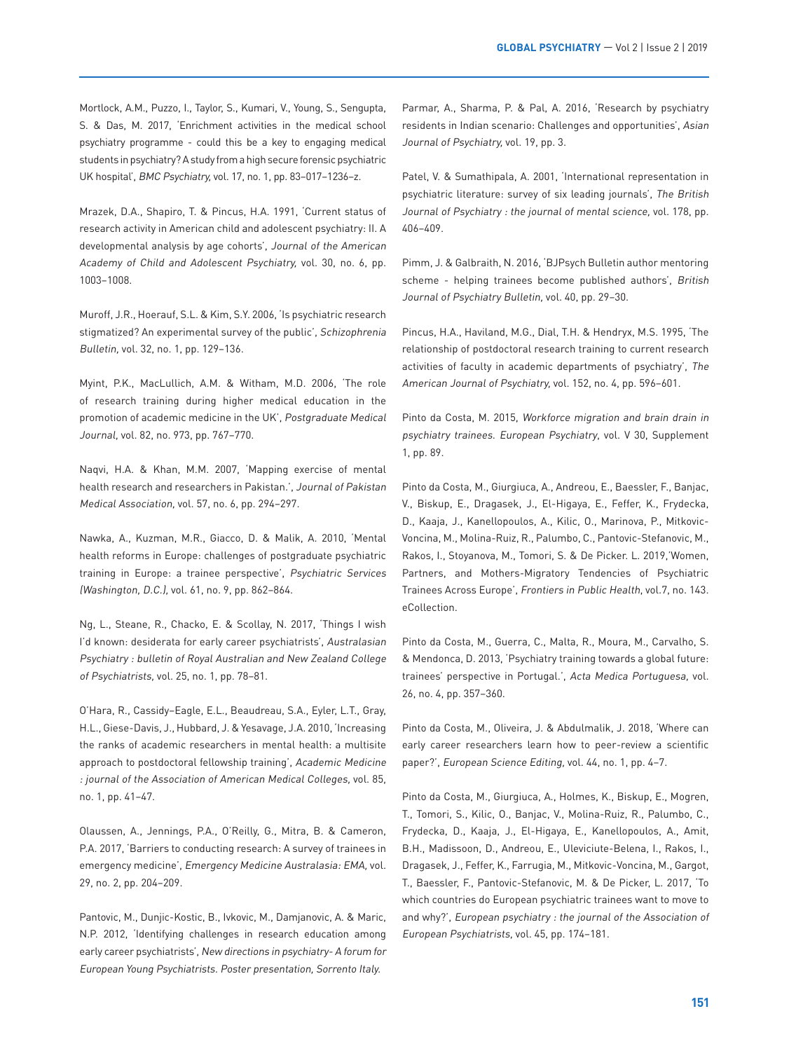Mortlock, A.M., Puzzo, I., Taylor, S., Kumari, V., Young, S., Sengupta, S. & Das, M. 2017, 'Enrichment activities in the medical school psychiatry programme - could this be a key to engaging medical students in psychiatry? A study from a high secure forensic psychiatric UK hospital', *BMC Psychiatry,* vol. 17, no. 1, pp. 83–017–1236–z.

Mrazek, D.A., Shapiro, T. & Pincus, H.A. 1991, 'Current status of research activity in American child and adolescent psychiatry: II. A developmental analysis by age cohorts', *Journal of the American Academy of Child and Adolescent Psychiatry,* vol. 30, no. 6, pp. 1003–1008.

Muroff, J.R., Hoerauf, S.L. & Kim, S.Y. 2006, 'Is psychiatric research stigmatized? An experimental survey of the public', *Schizophrenia Bulletin,* vol. 32, no. 1, pp. 129–136.

Myint, P.K., MacLullich, A.M. & Witham, M.D. 2006, 'The role of research training during higher medical education in the promotion of academic medicine in the UK', *Postgraduate Medical Journal,* vol. 82, no. 973, pp. 767–770.

Naqvi, H.A. & Khan, M.M. 2007, 'Mapping exercise of mental health research and researchers in Pakistan.', *Journal of Pakistan Medical Association,* vol. 57, no. 6, pp. 294–297.

Nawka, A., Kuzman, M.R., Giacco, D. & Malik, A. 2010, 'Mental health reforms in Europe: challenges of postgraduate psychiatric training in Europe: a trainee perspective', *Psychiatric Services (Washington, D.C.),* vol. 61, no. 9, pp. 862–864.

Ng, L., Steane, R., Chacko, E. & Scollay, N. 2017, 'Things I wish I'd known: desiderata for early career psychiatrists', *Australasian Psychiatry : bulletin of Royal Australian and New Zealand College of Psychiatrists,* vol. 25, no. 1, pp. 78–81.

O'Hara, R., Cassidy–Eagle, E.L., Beaudreau, S.A., Eyler, L.T., Gray, H.L., Giese-Davis, J., Hubbard, J. & Yesavage, J.A. 2010, 'Increasing the ranks of academic researchers in mental health: a multisite approach to postdoctoral fellowship training', *Academic Medicine : journal of the Association of American Medical Colleges,* vol. 85, no. 1, pp. 41–47.

Olaussen, A., Jennings, P.A., O'Reilly, G., Mitra, B. & Cameron, P.A. 2017, 'Barriers to conducting research: A survey of trainees in emergency medicine', *Emergency Medicine Australasia: EMA,* vol. 29, no. 2, pp. 204–209.

Pantovic, M., Dunjic-Kostic, B., Ivkovic, M., Damjanovic, A. & Maric, N.P. 2012, 'Identifying challenges in research education among early career psychiatrists', *New directions in psychiatry- A forum for European Young Psychiatrists. Poster presentation, Sorrento Italy.*

Parmar, A., Sharma, P. & Pal, A. 2016, 'Research by psychiatry residents in Indian scenario: Challenges and opportunities', *Asian Journal of Psychiatry,* vol. 19, pp. 3.

Patel, V. & Sumathipala, A. 2001, 'International representation in psychiatric literature: survey of six leading journals', *The British Journal of Psychiatry : the journal of mental science,* vol. 178, pp. 406–409.

Pimm, J. & Galbraith, N. 2016, 'BJPsych Bulletin author mentoring scheme - helping trainees become published authors', *British Journal of Psychiatry Bulletin,* vol. 40, pp. 29–30.

Pincus, H.A., Haviland, M.G., Dial, T.H. & Hendryx, M.S. 1995, 'The relationship of postdoctoral research training to current research activities of faculty in academic departments of psychiatry', *The American Journal of Psychiatry,* vol. 152, no. 4, pp. 596–601.

Pinto da Costa, M. 2015, *Workforce migration and brain drain in psychiatry trainees. European Psychiatry*, vol. V 30, Supplement 1, pp. 89.

Pinto da Costa, M., Giurgiuca, A., Andreou, E., Baessler, F., Banjac, V., Biskup, E., Dragasek, J., El-Higaya, E., Feffer, K., Frydecka, D., Kaaja, J., Kanellopoulos, A., Kilic, O., Marinova, P., Mitkovic-Voncina, M., Molina-Ruiz, R., Palumbo, C., Pantovic-Stefanovic, M., Rakos, I., Stoyanova, M., Tomori, S. & De Picker. L. 2019,'Women, Partners, and Mothers-Migratory Tendencies of Psychiatric Trainees Across Europe', *Frontiers in Public Health*, vol.7, no. 143. eCollection.

Pinto da Costa, M., Guerra, C., Malta, R., Moura, M., Carvalho, S. & Mendonca, D. 2013, 'Psychiatry training towards a global future: trainees' perspective in Portugal.', *Acta Medica Portuguesa,* vol. 26, no. 4, pp. 357–360.

Pinto da Costa, M., Oliveira, J. & Abdulmalik, J. 2018, 'Where can early career researchers learn how to peer-review a scientific paper?', *European Science Editing,* vol. 44, no. 1, pp. 4–7.

Pinto da Costa, M., Giurgiuca, A., Holmes, K., Biskup, E., Mogren, T., Tomori, S., Kilic, O., Banjac, V., Molina-Ruiz, R., Palumbo, C., Frydecka, D., Kaaja, J., El-Higaya, E., Kanellopoulos, A., Amit, B.H., Madissoon, D., Andreou, E., Uleviciute-Belena, I., Rakos, I., Dragasek, J., Feffer, K., Farrugia, M., Mitkovic-Voncina, M., Gargot, T., Baessler, F., Pantovic-Stefanovic, M. & De Picker, L. 2017, 'To which countries do European psychiatric trainees want to move to and why?', *European psychiatry : the journal of the Association of European Psychiatrists,* vol. 45, pp. 174–181.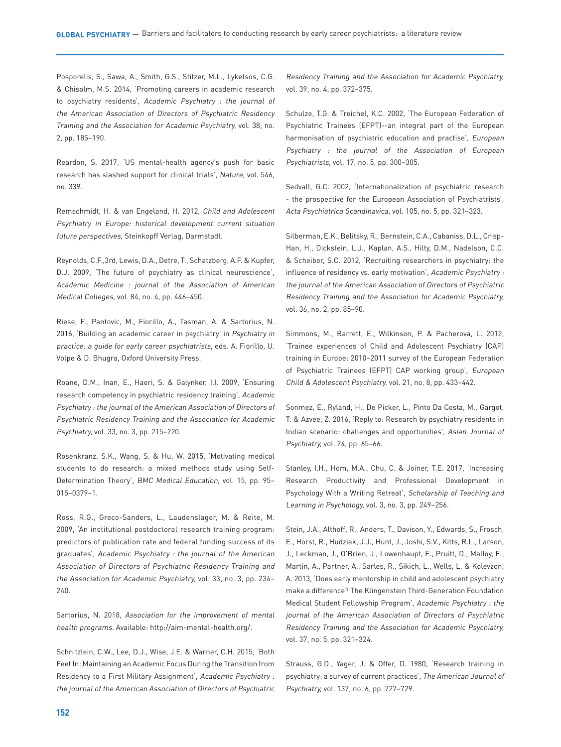Posporelis, S., Sawa, A., Smith, G.S., Stitzer, M.L., Lyketsos, C.G. & Chisolm, M.S. 2014, 'Promoting careers in academic research to psychiatry residents', *Academic Psychiatry : the journal of the American Association of Directors of Psychiatric Residency Training and the Association for Academic Psychiatry,* vol. 38, no. 2, pp. 185–190.

Reardon, S. 2017, 'US mental-health agency's push for basic research has slashed support for clinical trials', *Nature,* vol. 546, no. 339.

Remschmidt, H. & van Engeland, H. 2012, *Child and Adolescent Psychiatry in Europe: historical development current situation future perspectives,* Steinkopff Verlag, Darmstadt.

Reynolds, C.F.,3rd, Lewis, D.A., Detre, T., Schatzberg, A.F. & Kupfer, D.J. 2009, 'The future of psychiatry as clinical neuroscience', *Academic Medicine : journal of the Association of American Medical Colleges,* vol. 84, no. 4, pp. 446–450.

Riese, F., Pantovic, M., Fiorillo, A., Tasman, A. & Sartorius, N. 2016, 'Building an academic career in psychiatry' in *Psychiatry in practice: a guide for early career psychiatrists*, eds. A. Fiorillo, U. Volpe & D. Bhugra, Oxford University Press.

Roane, D.M., Inan, E., Haeri, S. & Galynker, I.I. 2009, 'Ensuring research competency in psychiatric residency training', *Academic Psychiatry : the journal of the American Association of Directors of Psychiatric Residency Training and the Association for Academic Psychiatry,* vol. 33, no. 3, pp. 215–220.

Rosenkranz, S.K., Wang, S. & Hu, W. 2015, 'Motivating medical students to do research: a mixed methods study using Self-Determination Theory', *BMC Medical Education,* vol. 15, pp. 95–015–0379–1.

Ross, R.G., Greco-Sanders, L., Laudenslager, M. & Reite, M. 2009, 'An institutional postdoctoral research training program: predictors of publication rate and federal funding success of its graduates', *Academic Psychiatry : the journal of the American Association of Directors of Psychiatric Residency Training and the Association for Academic Psychiatry,* vol. 33, no. 3, pp. 234–240.

Sartorius, N. 2018, *Association for the improvement of mental health programs.* Available: http://aim-mental-health.org/.

Schnitzlein, C.W., Lee, D.J., Wise, J.E. & Warner, C.H. 2015, 'Both Feet In: Maintaining an Academic Focus During the Transition from Residency to a First Military Assignment', *Academic Psychiatry : the journal of the American Association of Directors of Psychiatric Residency Training and the Association for Academic Psychiatry,* vol. 39, no. 4, pp. 372–375.

Schulze, T.G. & Treichel, K.C. 2002, 'The European Federation of Psychiatric Trainees (EFPT)--an integral part of the European harmonisation of psychiatric education and practise', *European Psychiatry : the journal of the Association of European Psychiatrists,* vol. 17, no. 5, pp. 300–305.

Sedvall, G.C. 2002, 'Internationalization of psychiatric research - the prospective for the European Association of Psychiatrists', *Acta Psychiatrica Scandinavica,* vol. 105, no. 5, pp. 321–323.

Silberman, E.K., Belitsky, R., Bernstein, C.A., Cabaniss, D.L., Crisp-Han, H., Dickstein, L.J., Kaplan, A.S., Hilty, D.M., Nadelson, C.C. & Scheiber, S.C. 2012, 'Recruiting researchers in psychiatry: the influence of residency vs. early motivation', *Academic Psychiatry : the journal of the American Association of Directors of Psychiatric Residency Training and the Association for Academic Psychiatry,* vol. 36, no. 2, pp. 85–90.

Simmons, M., Barrett, E., Wilkinson, P. & Pacherova, L. 2012, 'Trainee experiences of Child and Adolescent Psychiatry (CAP) training in Europe: 2010–2011 survey of the European Federation of Psychiatric Trainees (EFPT) CAP working group', *European Child & Adolescent Psychiatry,* vol. 21, no. 8, pp. 433–442.

Sonmez, E., Ryland, H., De Picker, L., Pinto Da Costa, M., Gargot, T. & Azvee, Z. 2016, 'Reply to: Research by psychiatry residents in Indian scenario: challenges and opportunities', *Asian Journal of Psychiatry,* vol. 24, pp. 65–66.

Stanley, I.H., Hom, M.A., Chu, C. & Joiner, T.E. 2017, 'Increasing Research Productivity and Professional Development in Psychology With a Writing Retreat', *Scholarship of Teaching and Learning in Psychology,* vol. 3, no. 3, pp. 249–256.

Stein, J.A., Althoff, R., Anders, T., Davison, Y., Edwards, S., Frosch, E., Horst, R., Hudziak, J.J., Hunt, J., Joshi, S.V., Kitts, R.L., Larson, J., Leckman, J., O'Brien, J., Lowenhaupt, E., Pruitt, D., Malloy, E., Martin, A., Partner, A., Sarles, R., Sikich, L., Wells, L. & Kolevzon, A. 2013, 'Does early mentorship in child and adolescent psychiatry make a difference? The Klingenstein Third-Generation Foundation Medical Student Fellowship Program', *Academic Psychiatry : the journal of the American Association of Directors of Psychiatric Residency Training and the Association for Academic Psychiatry,* vol. 37, no. 5, pp. 321–324.

Strauss, G.D., Yager, J. & Offer, D. 1980, 'Research training in psychiatry: a survey of current practices', *The American Journal of Psychiatry,* vol. 137, no. 6, pp. 727–729.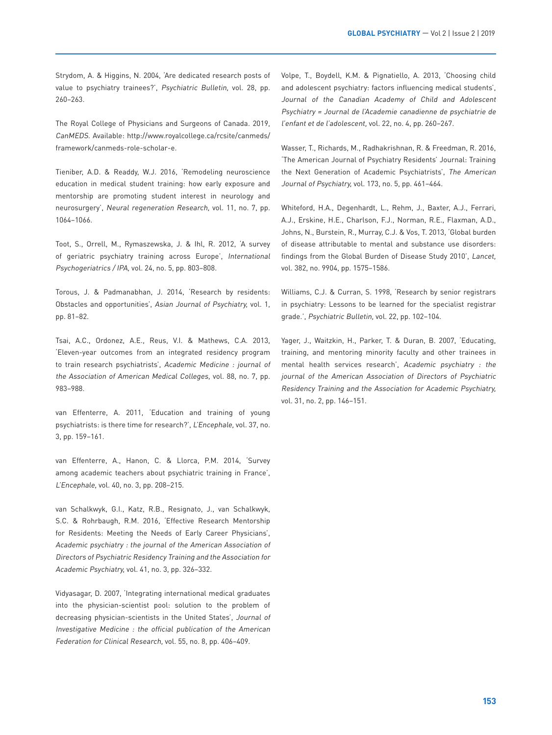Strydom, A. & Higgins, N. 2004, 'Are dedicated research posts of value to psychiatry trainees?', *Psychiatric Bulletin,* vol. 28, pp. 260–263.

The Royal College of Physicians and Surgeons of Canada. 2019, *CanMEDS.* Available: http://www.royalcollege.ca/rcsite/canmeds/framework/canmeds-role-scholar-e.

Tieniber, A.D. & Readdy, W.J. 2016, 'Remodeling neuroscience education in medical student training: how early exposure and mentorship are promoting student interest in neurology and neurosurgery', *Neural regeneration Research,* vol. 11, no. 7, pp. 1064–1066.

Toot, S., Orrell, M., Rymaszewska, J. & Ihl, R. 2012, 'A survey of geriatric psychiatry training across Europe', *International Psychogeriatrics / IPA,* vol. 24, no. 5, pp. 803–808.

Torous, J. & Padmanabhan, J. 2014, 'Research by residents: Obstacles and opportunities', *Asian Journal of Psychiatry,* vol. 1, pp. 81–82.

Tsai, A.C., Ordonez, A.E., Reus, V.I. & Mathews, C.A. 2013, 'Eleven-year outcomes from an integrated residency program to train research psychiatrists', *Academic Medicine : journal of the Association of American Medical Colleges,* vol. 88, no. 7, pp. 983–988.

van Effenterre, A. 2011, 'Education and training of young psychiatrists: is there time for research?', *L'Encephale,* vol. 37, no. 3, pp. 159–161.

van Effenterre, A., Hanon, C. & Llorca, P.M. 2014, 'Survey among academic teachers about psychiatric training in France', *L'Encephale,* vol. 40, no. 3, pp. 208–215.

van Schalkwyk, G.I., Katz, R.B., Resignato, J., van Schalkwyk, S.C. & Rohrbaugh, R.M. 2016, 'Effective Research Mentorship for Residents: Meeting the Needs of Early Career Physicians', *Academic psychiatry : the journal of the American Association of Directors of Psychiatric Residency Training and the Association for Academic Psychiatry,* vol. 41, no. 3, pp. 326–332.

Vidyasagar, D. 2007, 'Integrating international medical graduates into the physician-scientist pool: solution to the problem of decreasing physician-scientists in the United States', *Journal of Investigative Medicine : the official publication of the American Federation for Clinical Research,* vol. 55, no. 8, pp. 406–409.

Volpe, T., Boydell, K.M. & Pignatiello, A. 2013, 'Choosing child and adolescent psychiatry: factors influencing medical students', *Journal of the Canadian Academy of Child and Adolescent Psychiatry = Journal de l'Academie canadienne de psychiatrie de l'enfant et de l'adolescent,* vol. 22, no. 4, pp. 260–267.

Wasser, T., Richards, M., Radhakrishnan, R. & Freedman, R. 2016, 'The American Journal of Psychiatry Residents' Journal: Training the Next Generation of Academic Psychiatrists', *The American Journal of Psychiatry,* vol. 173, no. 5, pp. 461–464.

Whiteford, H.A., Degenhardt, L., Rehm, J., Baxter, A.J., Ferrari, A.J., Erskine, H.E., Charlson, F.J., Norman, R.E., Flaxman, A.D., Johns, N., Burstein, R., Murray, C.J. & Vos, T. 2013, 'Global burden of disease attributable to mental and substance use disorders: findings from the Global Burden of Disease Study 2010', *Lancet,* vol. 382, no. 9904, pp. 1575–1586.

Williams, C.J. & Curran, S. 1998, 'Research by senior registrars in psychiatry: Lessons to be learned for the specialist registrar grade.', *Psychiatric Bulletin,* vol. 22, pp. 102–104.

Yager, J., Waitzkin, H., Parker, T. & Duran, B. 2007, 'Educating, training, and mentoring minority faculty and other trainees in mental health services research', *Academic psychiatry : the journal of the American Association of Directors of Psychiatric Residency Training and the Association for Academic Psychiatry,* vol. 31, no. 2, pp. 146–151.